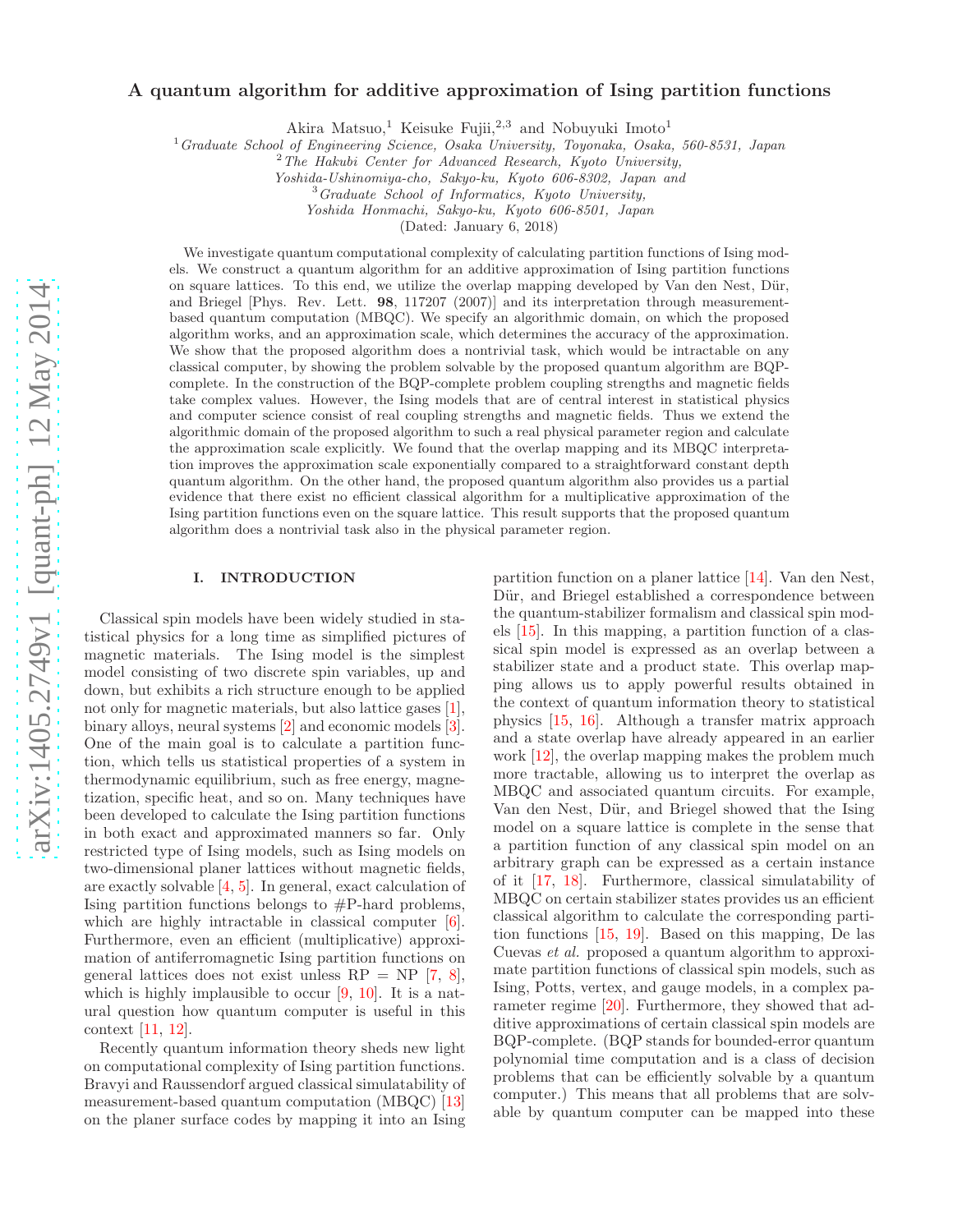# A quantum algorithm for additive approximation of Ising partition functions

Akira Matsuo,[1] Keisuke Fujii,[2,3] and Nobuyuki Imoto[1]

[1] *Graduate School of Engineering Science, Osaka University, Toyonaka, Osaka, 560-8531, Japan*
[2] *The Hakubi Center for Advanced Research, Kyoto University, Yoshida-Ushinomiya-cho, Sakyo-ku, Kyoto 606-8302, Japan and*
[3] *Graduate School of Informatics, Kyoto University, Yoshida Honmachi, Sakyo-ku, Kyoto 606-8501, Japan*

(Dated: January 6, 2018)

We investigate quantum computational complexity of calculating partition functions of Ising models. We construct a quantum algorithm for an additive approximation of Ising partition functions on square lattices. To this end, we utilize the overlap mapping developed by Van den Nest, Dür, and Briegel [Phys. Rev. Lett. **98**, 117207 (2007)] and its interpretation through measurement-based quantum computation (MBQC). We specify an algorithmic domain, on which the proposed algorithm works, and an approximation scale, which determines the accuracy of the approximation. We show that the proposed algorithm does a nontrivial task, which would be intractable on any classical computer, by showing the problem solvable by the proposed quantum algorithm are BQP-complete. In the construction of the BQP-complete problem coupling strengths and magnetic fields take complex values. However, the Ising models that are of central interest in statistical physics and computer science consist of real coupling strengths and magnetic fields. Thus we extend the algorithmic domain of the proposed algorithm to such a real physical parameter region and calculate the approximation scale explicitly. We found that the overlap mapping and its MBQC interpretation improves the approximation scale exponentially compared to a straightforward constant depth quantum algorithm. On the other hand, the proposed quantum algorithm also provides us a partial evidence that there exist no efficient classical algorithm for a multiplicative approximation of the Ising partition functions even on the square lattice. This result supports that the proposed quantum algorithm does a nontrivial task also in the physical parameter region.

## I. INTRODUCTION

Classical spin models have been widely studied in statistical physics for a long time as simplified pictures of magnetic materials. The Ising model is the simplest model consisting of two discrete spin variables, up and down, but exhibits a rich structure enough to be applied not only for magnetic materials, but also lattice gases [1], binary alloys, neural systems [2] and economic models [3]. One of the main goal is to calculate a partition function, which tells us statistical properties of a system in thermodynamic equilibrium, such as free energy, magnetization, specific heat, and so on. Many techniques have been developed to calculate the Ising partition functions in both exact and approximated manners so far. Only restricted type of Ising models, such as Ising models on two-dimensional planer lattices without magnetic fields, are exactly solvable [4, 5]. In general, exact calculation of Ising partition functions belongs to #P-hard problems, which are highly intractable in classical computer [6]. Furthermore, even an efficient (multiplicative) approximation of antiferromagnetic Ising partition functions on general lattices does not exist unless RP = NP [7, 8], which is highly implausible to occur [9, 10]. It is a natural question how quantum computer is useful in this context [11, 12].

Recently quantum information theory sheds new light on computational complexity of Ising partition functions. Bravyi and Raussendorf argued classical simulatability of measurement-based quantum computation (MBQC) [13] on the planer surface codes by mapping it into an Ising partition function on a planer lattice [14]. Van den Nest, Dür, and Briegel established a correspondence between the quantum-stabilizer formalism and classical spin models [15]. In this mapping, a partition function of a classical spin model is expressed as an overlap between a stabilizer state and a product state. This overlap mapping allows us to apply powerful results obtained in the context of quantum information theory to statistical physics [15, 16]. Although a transfer matrix approach and a state overlap have already appeared in an earlier work [12], the overlap mapping makes the problem much more tractable, allowing us to interpret the overlap as MBQC and associated quantum circuits. For example, Van den Nest, Dür, and Briegel showed that the Ising model on a square lattice is complete in the sense that a partition function of any classical spin model on an arbitrary graph can be expressed as a certain instance of it [17, 18]. Furthermore, classical simulatability of MBQC on certain stabilizer states provides us an efficient classical algorithm to calculate the corresponding partition functions [15, 19]. Based on this mapping, De las Cuevas *et al.* proposed a quantum algorithm to approximate partition functions of classical spin models, such as Ising, Potts, vertex, and gauge models, in a complex parameter regime [20]. Furthermore, they showed that additive approximations of certain classical spin models are BQP-complete. (BQP stands for bounded-error quantum polynomial time computation and is a class of decision problems that can be efficiently solvable by a quantum computer.) This means that all problems that are solvable by quantum computer can be mapped into these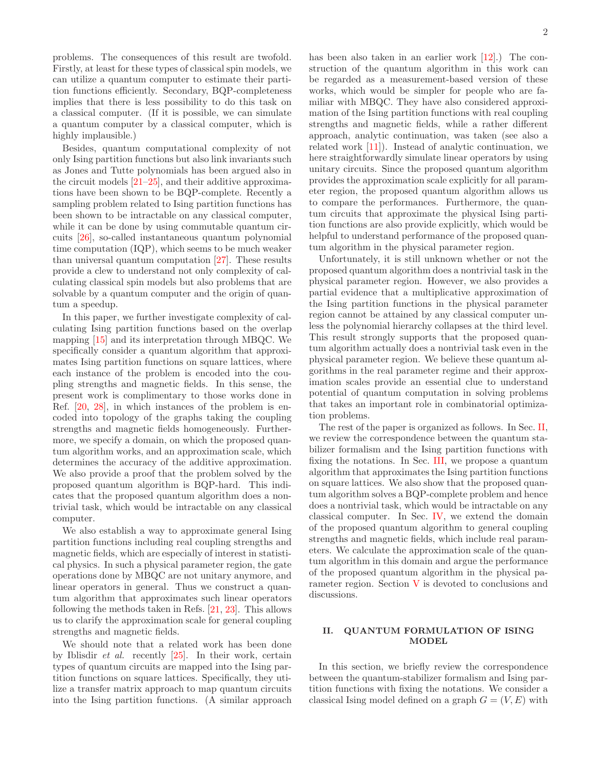problems. The consequences of this result are twofold. Firstly, at least for these types of classical spin models, we can utilize a quantum computer to estimate their partition functions efficiently. Secondary, BQP-completeness implies that there is less possibility to do this task on a classical computer. (If it is possible, we can simulate a quantum computer by a classical computer, which is highly implausible.)

Besides, quantum computational complexity of not only Ising partition functions but also link invariants such as Jones and Tutte polynomials has been argued also in the circuit models [21–25], and their additive approximations have been shown to be BQP-complete. Recently a sampling problem related to Ising partition functions has been shown to be intractable on any classical computer, while it can be done by using commutable quantum circuits [26], so-called instantaneous quantum polynomial time computation (IQP), which seems to be much weaker than universal quantum computation [27]. These results provide a clew to understand not only complexity of calculating classical spin models but also problems that are solvable by a quantum computer and the origin of quantum a speedup.

In this paper, we further investigate complexity of calculating Ising partition functions based on the overlap mapping [15] and its interpretation through MBQC. We specifically consider a quantum algorithm that approximates Ising partition functions on square lattices, where each instance of the problem is encoded into the coupling strengths and magnetic fields. In this sense, the present work is complimentary to those works done in Ref. [20, 28], in which instances of the problem is encoded into topology of the graphs taking the coupling strengths and magnetic fields homogeneously. Furthermore, we specify a domain, on which the proposed quantum algorithm works, and an approximation scale, which determines the accuracy of the additive approximation. We also provide a proof that the problem solved by the proposed quantum algorithm is BQP-hard. This indicates that the proposed quantum algorithm does a nontrivial task, which would be intractable on any classical computer.

We also establish a way to approximate general Ising partition functions including real coupling strengths and magnetic fields, which are especially of interest in statistical physics. In such a physical parameter region, the gate operations done by MBQC are not unitary anymore, and linear operators in general. Thus we construct a quantum algorithm that approximates such linear operators following the methods taken in Refs. [21, 23]. This allows us to clarify the approximation scale for general coupling strengths and magnetic fields.

We should note that a related work has been done by Iblisdir *et al.* recently [25]. In their work, certain types of quantum circuits are mapped into the Ising partition functions on square lattices. Specifically, they utilize a transfer matrix approach to map quantum circuits into the Ising partition functions. (A similar approach has been also taken in an earlier work [12].) The construction of the quantum algorithm in this work can be regarded as a measurement-based version of these works, which would be simpler for people who are familiar with MBQC. They have also considered approximation of the Ising partition functions with real coupling strengths and magnetic fields, while a rather different approach, analytic continuation, was taken (see also a related work [11]). Instead of analytic continuation, we here straightforwardly simulate linear operators by using unitary circuits. Since the proposed quantum algorithm provides the approximation scale explicitly for all parameter region, the proposed quantum algorithm allows us to compare the performances. Furthermore, the quantum circuits that approximate the physical Ising partition functions are also provide explicitly, which would be helpful to understand performance of the proposed quantum algorithm in the physical parameter region.

Unfortunately, it is still unknown whether or not the proposed quantum algorithm does a nontrivial task in the physical parameter region. However, we also provides a partial evidence that a multiplicative approximation of the Ising partition functions in the physical parameter region cannot be attained by any classical computer unless the polynomial hierarchy collapses at the third level. This result strongly supports that the proposed quantum algorithm actually does a nontrivial task even in the physical parameter region. We believe these quantum algorithms in the real parameter regime and their approximation scales provide an essential clue to understand potential of quantum computation in solving problems that takes an important role in combinatorial optimization problems.

The rest of the paper is organized as follows. In Sec. II, we review the correspondence between the quantum stabilizer formalism and the Ising partition functions with fixing the notations. In Sec. III, we propose a quantum algorithm that approximates the Ising partition functions on square lattices. We also show that the proposed quantum algorithm solves a BQP-complete problem and hence does a nontrivial task, which would be intractable on any classical computer. In Sec. IV, we extend the domain of the proposed quantum algorithm to general coupling strengths and magnetic fields, which include real parameters. We calculate the approximation scale of the quantum algorithm in this domain and argue the performance of the proposed quantum algorithm in the physical parameter region. Section V is devoted to conclusions and discussions.

## II. QUANTUM FORMULATION OF ISING MODEL

In this section, we briefly review the correspondence between the quantum-stabilizer formalism and Ising partition functions with fixing the notations. We consider a classical Ising model defined on a graph $G = (V, E)$ with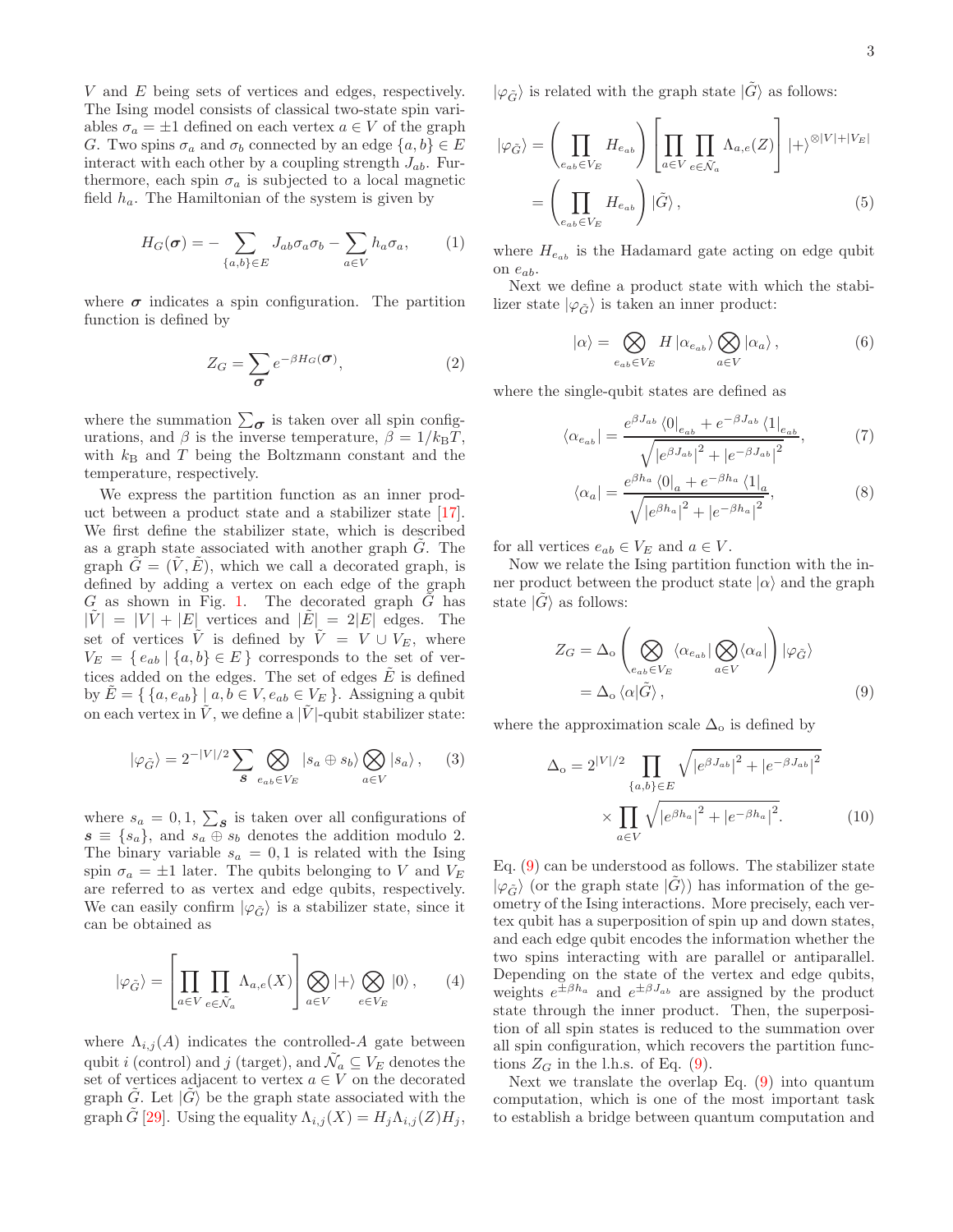$V$ and $E$ being sets of vertices and edges, respectively. The Ising model consists of classical two-state spin variables $\sigma_a = \pm 1$ defined on each vertex $a \in V$ of the graph $G$. Two spins $\sigma_a$ and $\sigma_b$ connected by an edge $\{a, b\} \in E$ interact with each other by a coupling strength $J_{ab}$. Furthermore, each spin $\sigma_a$ is subjected to a local magnetic field $h_a$. The Hamiltonian of the system is given by

$$H_G(\boldsymbol{\sigma}) = -\sum_{\{a,b\}\in E} J_{ab}\sigma_a\sigma_b - \sum_{a\in V} h_a\sigma_a, \qquad (1)$$

where $\boldsymbol{\sigma}$ indicates a spin configuration. The partition function is defined by

$$Z_G = \sum_{\boldsymbol{\sigma}} e^{-\beta H_G(\boldsymbol{\sigma})}, \qquad (2)$$

where the summation $\sum_{\boldsymbol{\sigma}}$ is taken over all spin configurations, and $\beta$ is the inverse temperature, $\beta = 1/k_{\mathrm{B}}T$, with $k_{\mathrm{B}}$ and $T$ being the Boltzmann constant and the temperature, respectively.

We express the partition function as an inner product between a product state and a stabilizer state [17]. We first define the stabilizer state, which is described as a graph state associated with another graph $\tilde{G}$. The graph $\tilde{G} = (\tilde{V}, \tilde{E})$, which we call a decorated graph, is defined by adding a vertex on each edge of the graph $G$ as shown in Fig. 1. The decorated graph $\tilde{G}$ has $|\tilde{V}| = |V| + |E|$ vertices and $|\tilde{E}| = 2|E|$ edges. The set of vertices $\tilde{V}$ is defined by $\tilde{V} = V \cup V_E$, where $V_E = \{\, e_{ab} \mid \{a, b\} \in E \,\}$ corresponds to the set of vertices added on the edges. The set of edges $\tilde{E}$ is defined by $\tilde{E} = \{\, \{a, e_{ab}\} \mid a, b \in V, e_{ab} \in V_E \,\}$. Assigning a qubit on each vertex in $\tilde{V}$, we define a $|\tilde{V}|$-qubit stabilizer state:

$$|\varphi_{\tilde{G}}\rangle = 2^{-|V|/2} \sum_{\boldsymbol{s}} \bigotimes_{e_{ab}\in V_E} |s_a \oplus s_b\rangle \bigotimes_{a\in V} |s_a\rangle, \qquad (3)$$

where $s_a = 0, 1$, $\sum_{\boldsymbol{s}}$ is taken over all configurations of $\boldsymbol{s} \equiv \{s_a\}$, and $s_a \oplus s_b$ denotes the addition modulo 2. The binary variable $s_a = 0, 1$ is related with the Ising spin $\sigma_a = \pm 1$ later. The qubits belonging to $V$ and $V_E$ are referred to as vertex and edge qubits, respectively. We can easily confirm $|\varphi_{\tilde{G}}\rangle$ is a stabilizer state, since it can be obtained as

$$|\varphi_{\tilde{G}}\rangle = \left[\prod_{a\in V}\prod_{e\in\tilde{\mathcal{N}}_a} \Lambda_{a,e}(X)\right] \bigotimes_{a\in V}|+\rangle \bigotimes_{e\in V_E}|0\rangle, \qquad (4)$$

where $\Lambda_{i,j}(A)$ indicates the controlled-$A$ gate between qubit $i$ (control) and $j$ (target), and $\tilde{\mathcal{N}}_a \subseteq V_E$ denotes the set of vertices adjacent to vertex $a \in V$ on the decorated graph $\tilde{G}$. Let $|\tilde{G}\rangle$ be the graph state associated with the graph $\tilde{G}$ [29]. Using the equality $\Lambda_{i,j}(X) = H_j \Lambda_{i,j}(Z) H_j$, $|\varphi_{\tilde{G}}\rangle$ is related with the graph state $|\tilde{G}\rangle$ as follows:

$$\begin{aligned}
|\varphi_{\tilde{G}}\rangle &= \left(\prod_{e_{ab}\in V_E} H_{e_{ab}}\right) \left[\prod_{a\in V}\prod_{e\in\tilde{\mathcal{N}}_a} \Lambda_{a,e}(Z)\right] |+\rangle^{\otimes|V|+|V_E|} \\
&= \left(\prod_{e_{ab}\in V_E} H_{e_{ab}}\right) |\tilde{G}\rangle, \qquad (5)
\end{aligned}$$

where $H_{e_{ab}}$ is the Hadamard gate acting on edge qubit on $e_{ab}$.

Next we define a product state with which the stabilizer state $|\varphi_{\tilde{G}}\rangle$ is taken an inner product:

$$|\alpha\rangle = \bigotimes_{e_{ab}\in V_E} H|\alpha_{e_{ab}}\rangle \bigotimes_{a\in V} |\alpha_a\rangle, \qquad (6)$$

where the single-qubit states are defined as

$$\langle\alpha_{e_{ab}}| = \frac{e^{\beta J_{ab}}\langle 0|_{e_{ab}} + e^{-\beta J_{ab}}\langle 1|_{e_{ab}}}{\sqrt{|e^{\beta J_{ab}}|^2 + |e^{-\beta J_{ab}}|^2}}, \qquad (7)$$

$$\langle\alpha_a| = \frac{e^{\beta h_a}\langle 0|_a + e^{-\beta h_a}\langle 1|_a}{\sqrt{|e^{\beta h_a}|^2 + |e^{-\beta h_a}|^2}}, \qquad (8)$$

for all vertices $e_{ab} \in V_E$ and $a \in V$.

Now we relate the Ising partition function with the inner product between the product state $|\alpha\rangle$ and the graph state $|\tilde{G}\rangle$ as follows:

$$\begin{aligned}
Z_G &= \Delta_{\mathrm{o}} \left(\bigotimes_{e_{ab}\in V_E}\langle\alpha_{e_{ab}}| \bigotimes_{a\in V}\langle\alpha_a|\right) |\varphi_{\tilde{G}}\rangle \\
&= \Delta_{\mathrm{o}} \langle\alpha|\tilde{G}\rangle, \qquad (9)
\end{aligned}$$

where the approximation scale $\Delta_{\mathrm{o}}$ is defined by

$$\begin{aligned}
\Delta_{\mathrm{o}} = 2^{|V|/2} &\prod_{\{a,b\}\in E} \sqrt{|e^{\beta J_{ab}}|^2 + |e^{-\beta J_{ab}}|^2} \\
&\times \prod_{a\in V} \sqrt{|e^{\beta h_a}|^2 + |e^{-\beta h_a}|^2}. \qquad (10)
\end{aligned}$$

Eq. (9) can be understood as follows. The stabilizer state $|\varphi_{\tilde{G}}\rangle$ (or the graph state $|\tilde{G}\rangle$) has information of the geometry of the Ising interactions. More precisely, each vertex qubit has a superposition of spin up and down states, and each edge qubit encodes the information whether the two spins interacting with are parallel or antiparallel. Depending on the state of the vertex and edge qubits, weights $e^{\pm\beta h_a}$ and $e^{\pm\beta J_{ab}}$ are assigned by the product state through the inner product. Then, the superposition of all spin states is reduced to the summation over all spin configuration, which recovers the partition functions $Z_G$ in the l.h.s. of Eq. (9).

Next we translate the overlap Eq. (9) into quantum computation, which is one of the most important task to establish a bridge between quantum computation and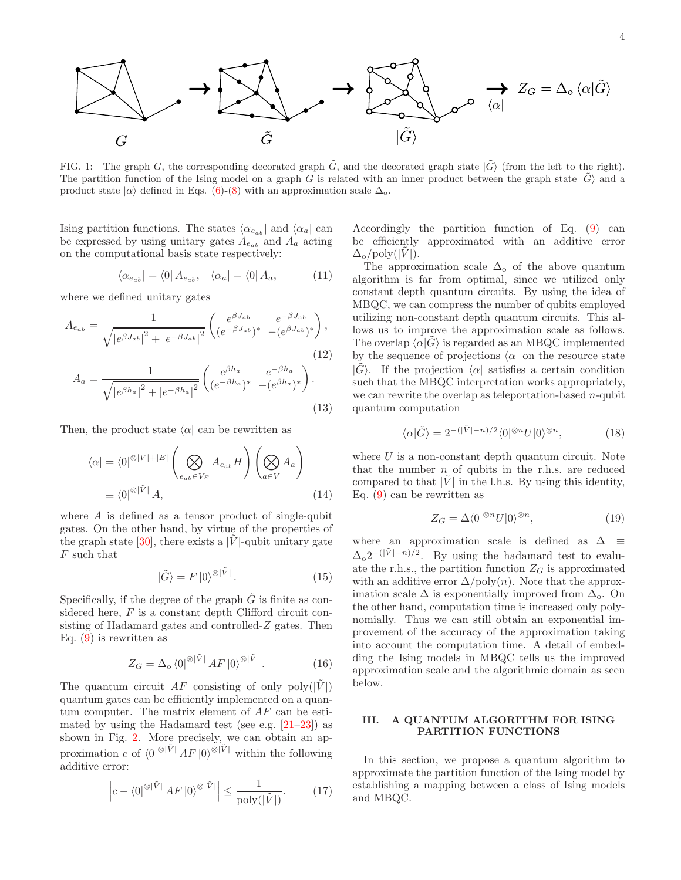FIG. 1: The graph $G$, the corresponding decorated graph $\tilde{G}$, and the decorated graph state $|\tilde{G}\rangle$ (from the left to the right). The partition function of the Ising model on a graph $G$ is related with an inner product between the graph state $|\tilde{G}\rangle$ and a product state $|\alpha\rangle$ defined in Eqs. (6)-(8) with an approximation scale $\Delta_{\rm o}$.

Ising partition functions. The states $\langle\alpha_{e_{ab}}|$ and $\langle\alpha_a|$ can be expressed by using unitary gates $A_{e_{ab}}$ and $A_a$ acting on the computational basis state respectively:

$$\langle\alpha_{e_{ab}}| = \langle 0| A_{e_{ab}}, \quad \langle\alpha_a| = \langle 0| A_a, \tag{11}$$

where we defined unitary gates

$$A_{e_{ab}} = \frac{1}{\sqrt{|e^{\beta J_{ab}}|^2 + |e^{-\beta J_{ab}}|^2}} \begin{pmatrix} e^{\beta J_{ab}} & e^{-\beta J_{ab}} \\ (e^{-\beta J_{ab}})^* & -(e^{\beta J_{ab}})^* \end{pmatrix}, \tag{12}$$

$$A_a = \frac{1}{\sqrt{|e^{\beta h_a}|^2 + |e^{-\beta h_a}|^2}} \begin{pmatrix} e^{\beta h_a} & e^{-\beta h_a} \\ (e^{-\beta h_a})^* & -(e^{\beta h_a})^* \end{pmatrix}. \tag{13}$$

Then, the product state $\langle\alpha|$ can be rewritten as

$$\begin{aligned}\langle\alpha| &= \langle 0|^{\otimes|V|+|E|} \left(\bigotimes_{e_{ab}\in V_E} A_{e_{ab}} H\right)\left(\bigotimes_{a\in V} A_a\right) \\ &\equiv \langle 0|^{\otimes|\tilde{V}|} A, \end{aligned}\tag{14}$$

where $A$ is defined as a tensor product of single-qubit gates. On the other hand, by virtue of the properties of the graph state [30], there exists a $|\tilde{V}|$-qubit unitary gate $F$ such that

$$|\tilde{G}\rangle = F\,|0\rangle^{\otimes|\tilde{V}|}. \tag{15}$$

Specifically, if the degree of the graph $\tilde{G}$ is finite as considered here, $F$ is a constant depth Clifford circuit consisting of Hadamard gates and controlled-$Z$ gates. Then Eq. (9) is rewritten as

$$Z_G = \Delta_{\rm o}\,\langle 0|^{\otimes|\tilde{V}|} AF\,|0\rangle^{\otimes|\tilde{V}|}. \tag{16}$$

The quantum circuit $AF$ consisting of only poly$(|\tilde{V}|)$ quantum gates can be efficiently implemented on a quantum computer. The matrix element of $AF$ can be estimated by using the Hadamard test (see e.g. [21–23]) as shown in Fig. 2. More precisely, we can obtain an approximation $c$ of $\langle 0|^{\otimes|\tilde{V}|} AF\,|0\rangle^{\otimes|\tilde{V}|}$ within the following additive error:

$$\left|c - \langle 0|^{\otimes|\tilde{V}|} AF\,|0\rangle^{\otimes|\tilde{V}|}\right| \leq \frac{1}{\mathrm{poly}(|\tilde{V}|)}. \tag{17}$$

Accordingly the partition function of Eq. (9) can be efficiently approximated with an additive error $\Delta_{\rm o}/\mathrm{poly}(|\tilde{V}|)$.

The approximation scale $\Delta_{\rm o}$ of the above quantum algorithm is far from optimal, since we utilized only constant depth quantum circuits. By using the idea of MBQC, we can compress the number of qubits employed utilizing non-constant depth quantum circuits. This allows us to improve the approximation scale as follows. The overlap $\langle\alpha|\tilde{G}\rangle$ is regarded as an MBQC implemented by the sequence of projections $\langle\alpha|$ on the resource state $|\tilde{G}\rangle$. If the projection $\langle\alpha|$ satisfies a certain condition such that the MBQC interpretation works appropriately, we can rewrite the overlap as teleportation-based $n$-qubit quantum computation

$$\langle\alpha|\tilde{G}\rangle = 2^{-(|\tilde{V}|-n)/2}\langle 0|^{\otimes n} U |0\rangle^{\otimes n}, \tag{18}$$

where $U$ is a non-constant depth quantum circuit. Note that the number $n$ of qubits in the r.h.s. are reduced compared to that $|\tilde{V}|$ in the l.h.s. By using this identity, Eq. (9) can be rewritten as

$$Z_G = \Delta\langle 0|^{\otimes n} U |0\rangle^{\otimes n}, \tag{19}$$

where an approximation scale is defined as $\Delta \equiv \Delta_{\rm o} 2^{-(|\tilde{V}|-n)/2}$. By using the hadamard test to evaluate the r.h.s., the partition function $Z_G$ is approximated with an additive error $\Delta/\mathrm{poly}(n)$. Note that the approximation scale $\Delta$ is exponentially improved from $\Delta_{\rm o}$. On the other hand, computation time is increased only polynomially. Thus we can still obtain an exponential improvement of the accuracy of the approximation taking into account the computation time. A detail of embedding the Ising models in MBQC tells us the improved approximation scale and the algorithmic domain as seen below.

## III. A QUANTUM ALGORITHM FOR ISING PARTITION FUNCTIONS

In this section, we propose a quantum algorithm to approximate the partition function of the Ising model by establishing a mapping between a class of Ising models and MBQC.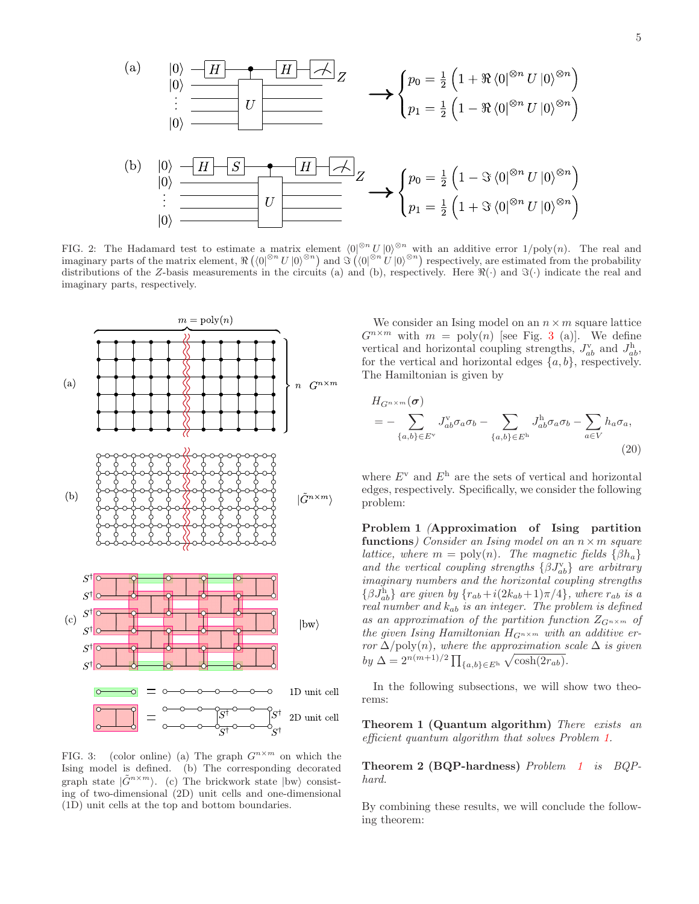FIG. 2: The Hadamard test to estimate a matrix element $\langle 0|^{\otimes n} U |0\rangle^{\otimes n}$ with an additive error $1/\mathrm{poly}(n)$. The real and imaginary parts of the matrix element, $\Re\left(\langle 0|^{\otimes n} U |0\rangle^{\otimes n}\right)$ and $\Im\left(\langle 0|^{\otimes n} U |0\rangle^{\otimes n}\right)$ respectively, are estimated from the probability distributions of the $Z$-basis measurements in the circuits (a) and (b), respectively. Here $\Re(\cdot)$ and $\Im(\cdot)$ indicate the real and imaginary parts, respectively.

FIG. 3: (color online) (a) The graph $G^{n\times m}$ on which the Ising model is defined. (b) The corresponding decorated graph state $|\tilde{G}^{n\times m}\rangle$. (c) The brickwork state $|\mathrm{bw}\rangle$ consisting of two-dimensional (2D) unit cells and one-dimensional (1D) unit cells at the top and bottom boundaries.

We consider an Ising model on an $n \times m$ square lattice $G^{n\times m}$ with $m = \mathrm{poly}(n)$ [see Fig. 3 (a)]. We define vertical and horizontal coupling strengths, $J^{\mathrm{v}}_{ab}$ and $J^{\mathrm{h}}_{ab}$, for the vertical and horizontal edges $\{a, b\}$, respectively. The Hamiltonian is given by

$$
\begin{aligned}
&H_{G^{n\times m}}(\boldsymbol{\sigma}) \\
&= -\sum_{\{a,b\}\in E^{\mathrm{v}}} J^{\mathrm{v}}_{ab}\sigma_a\sigma_b - \sum_{\{a,b\}\in E^{\mathrm{h}}} J^{\mathrm{h}}_{ab}\sigma_a\sigma_b - \sum_{a\in V} h_a\sigma_a,
\end{aligned}
\tag{20}
$$

where $E^{\mathrm{v}}$ and $E^{\mathrm{h}}$ are the sets of vertical and horizontal edges, respectively. Specifically, we consider the following problem:

**Problem 1 (Approximation of Ising partition functions)** *Consider an Ising model on an $n \times m$ square lattice, where $m = \mathrm{poly}(n)$. The magnetic fields $\{\beta h_a\}$ and the vertical coupling strengths $\{\beta J^{\mathrm{v}}_{ab}\}$ are arbitrary imaginary numbers and the horizontal coupling strengths $\{\beta J^{\mathrm{h}}_{ab}\}$ are given by $\{r_{ab} + i(2k_{ab}+1)\pi/4\}$, where $r_{ab}$ is a real number and $k_{ab}$ is an integer. The problem is defined as an approximation of the partition function $Z_{G^{n\times m}}$ of the given Ising Hamiltonian $H_{G^{n\times m}}$ with an additive error $\Delta/\mathrm{poly}(n)$, where the approximation scale $\Delta$ is given by $\Delta = 2^{n(m+1)/2}\prod_{\{a,b\}\in E^{\mathrm{h}}}\sqrt{\cosh(2r_{ab})}$.*

In the following subsections, we will show two theorems:

**Theorem 1 (Quantum algorithm)** *There exists an efficient quantum algorithm that solves Problem 1.*

**Theorem 2 (BQP-hardness)** *Problem 1 is BQP-hard.*

By combining these results, we will conclude the following theorem: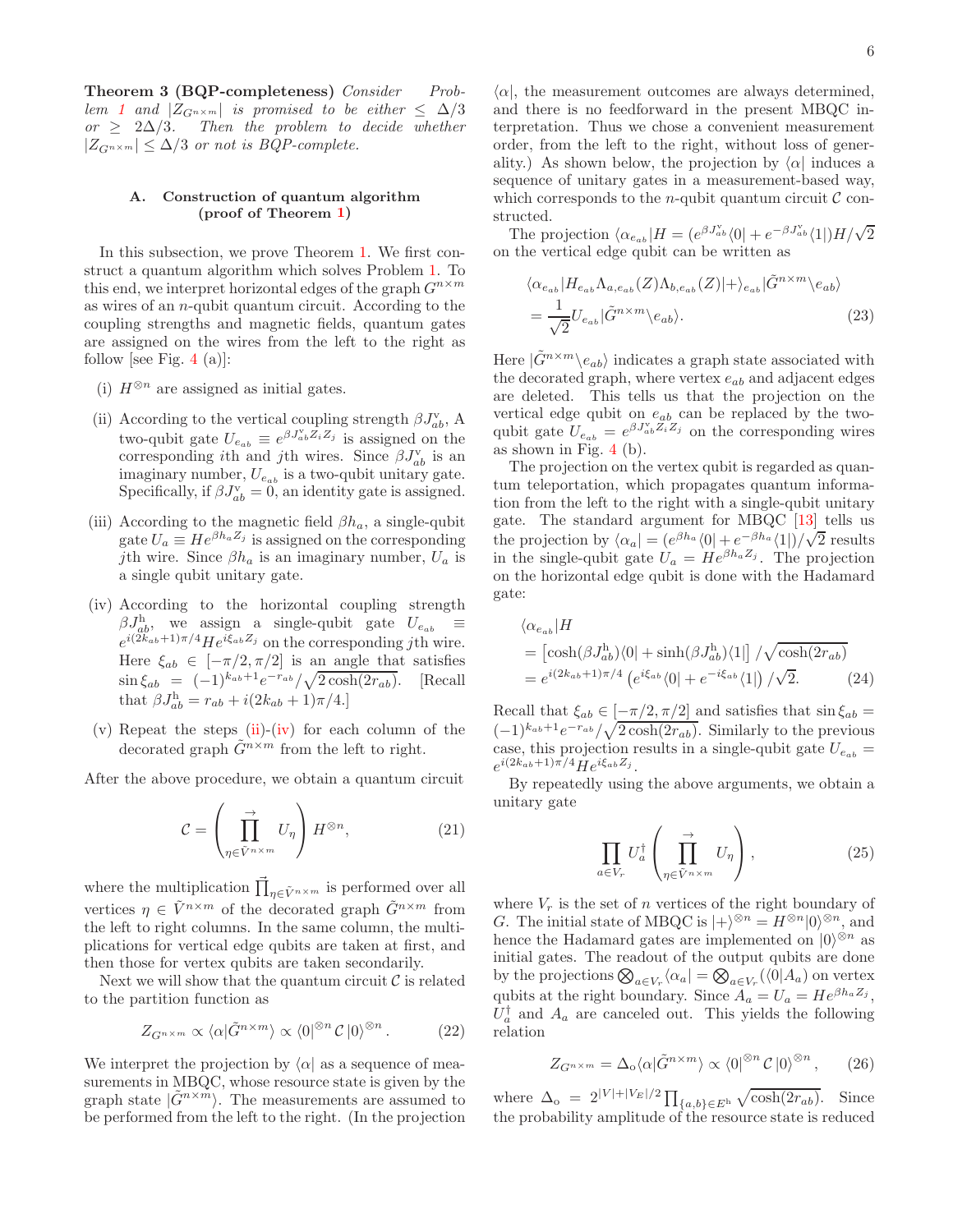**Theorem 3 (BQP-completeness)** *Consider Problem 1 and $|Z_{G^{n\times m}}|$ is promised to be either $\leq \Delta/3$ or $\geq 2\Delta/3$. Then the problem to decide whether $|Z_{G^{n\times m}}| \leq \Delta/3$ or not is BQP-complete.*

### A. Construction of quantum algorithm (proof of Theorem 1)

In this subsection, we prove Theorem 1. We first construct a quantum algorithm which solves Problem 1. To this end, we interpret horizontal edges of the graph $G^{n\times m}$ as wires of an $n$-qubit quantum circuit. According to the coupling strengths and magnetic fields, quantum gates are assigned on the wires from the left to the right as follow [see Fig. 4 (a)]:

(i) $H^{\otimes n}$ are assigned as initial gates.

(ii) According to the vertical coupling strength $\beta J^{\rm v}_{ab}$, A two-qubit gate $U_{e_{ab}} \equiv e^{\beta J^{\rm v}_{ab} Z_i Z_j}$ is assigned on the corresponding $i$th and $j$th wires. Since $\beta J^{\rm v}_{ab}$ is an imaginary number, $U_{e_{ab}}$ is a two-qubit unitary gate. Specifically, if $\beta J^{\rm v}_{ab} = 0$, an identity gate is assigned.

(iii) According to the magnetic field $\beta h_a$, a single-qubit gate $U_a \equiv H e^{\beta h_a Z_j}$ is assigned on the corresponding $j$th wire. Since $\beta h_a$ is an imaginary number, $U_a$ is a single qubit unitary gate.

(iv) According to the horizontal coupling strength $\beta J^{\rm h}_{ab}$, we assign a single-qubit gate $U_{e_{ab}} \equiv e^{i(2k_{ab}+1)\pi/4} H e^{i\xi_{ab} Z_j}$ on the corresponding $j$th wire. Here $\xi_{ab} \in [-\pi/2, \pi/2]$ is an angle that satisfies $\sin \xi_{ab} = (-1)^{k_{ab}+1} e^{-r_{ab}} / \sqrt{2\cosh(2r_{ab})}$. [Recall that $\beta J^{\rm h}_{ab} = r_{ab} + i(2k_{ab}+1)\pi/4$.]

(v) Repeat the steps (ii)-(iv) for each column of the decorated graph $\tilde{G}^{n\times m}$ from the left to right.

After the above procedure, we obtain a quantum circuit

$$\mathcal{C} = \left( \prod^{\rightarrow}_{\eta \in \tilde{V}^{n\times m}} U_\eta \right) H^{\otimes n}, \tag{21}$$

where the multiplication $\vec{\prod}_{\eta\in\tilde{V}^{n\times m}}$ is performed over all vertices $\eta \in \tilde{V}^{n\times m}$ of the decorated graph $\tilde{G}^{n\times m}$ from the left to right columns. In the same column, the multiplications for vertical edge qubits are taken at first, and then those for vertex qubits are taken secondarily.

Next we will show that the quantum circuit $\mathcal{C}$ is related to the partition function as

$$Z_{G^{n\times m}} \propto \langle \alpha | \tilde{G}^{n\times m} \rangle \propto \langle 0 |^{\otimes n} \mathcal{C} \, |0\rangle^{\otimes n}. \tag{22}$$

We interpret the projection by $\langle \alpha |$ as a sequence of measurements in MBQC, whose resource state is given by the graph state $|\tilde{G}^{n\times m}\rangle$. The measurements are assumed to be performed from the left to the right. (In the projection $\langle \alpha |$, the measurement outcomes are always determined, and there is no feedforward in the present MBQC interpretation. Thus we chose a convenient measurement order, from the left to the right, without loss of generality.) As shown below, the projection by $\langle \alpha |$ induces a sequence of unitary gates in a measurement-based way, which corresponds to the $n$-qubit quantum circuit $\mathcal{C}$ constructed.

The projection $\langle \alpha_{e_{ab}} | H = (e^{\beta J^{\rm v}_{ab}} \langle 0 | + e^{-\beta J^{\rm v}_{ab}} \langle 1 |) H / \sqrt{2}$ on the vertical edge qubit can be written as

$$\begin{aligned} &\langle \alpha_{e_{ab}} | H_{e_{ab}} \Lambda_{a,e_{ab}}(Z) \Lambda_{b,e_{ab}}(Z) |+\rangle_{e_{ab}} |\tilde{G}^{n\times m} \backslash e_{ab} \rangle \\ &= \frac{1}{\sqrt{2}} U_{e_{ab}} |\tilde{G}^{n\times m} \backslash e_{ab} \rangle. \end{aligned} \tag{23}$$

Here $|\tilde{G}^{n\times m} \backslash e_{ab}\rangle$ indicates a graph state associated with the decorated graph, where vertex $e_{ab}$ and adjacent edges are deleted. This tells us that the projection on the vertical edge qubit on $e_{ab}$ can be replaced by the two-qubit gate $U_{e_{ab}} = e^{\beta J^{\rm v}_{ab} Z_i Z_j}$ on the corresponding wires as shown in Fig. 4 (b).

The projection on the vertex qubit is regarded as quantum teleportation, which propagates quantum information from the left to the right with a single-qubit unitary gate. The standard argument for MBQC [13] tells us the projection by $\langle \alpha_a | = (e^{\beta h_a} \langle 0 | + e^{-\beta h_a} \langle 1 |)/\sqrt{2}$ results in the single-qubit gate $U_a = H e^{\beta h_a Z_j}$. The projection on the horizontal edge qubit is done with the Hadamard gate:

$$\begin{aligned} &\langle \alpha_{e_{ab}} | H \\ &= \left[ \cosh(\beta J^{\rm h}_{ab}) \langle 0 | + \sinh(\beta J^{\rm h}_{ab}) \langle 1 | \right] / \sqrt{\cosh(2r_{ab})} \\ &= e^{i(2k_{ab}+1)\pi/4} \left( e^{i\xi_{ab}} \langle 0 | + e^{-i\xi_{ab}} \langle 1 | \right) / \sqrt{2}. \end{aligned} \tag{24}$$

Recall that $\xi_{ab} \in [-\pi/2, \pi/2]$ and satisfies that $\sin \xi_{ab} = (-1)^{k_{ab}+1} e^{-r_{ab}} / \sqrt{2\cosh(2r_{ab})}$. Similarly to the previous case, this projection results in a single-qubit gate $U_{e_{ab}} = e^{i(2k_{ab}+1)\pi/4} H e^{i\xi_{ab} Z_j}$.

By repeatedly using the above arguments, we obtain a unitary gate

$$\prod_{a \in V_r} U_a^\dagger \left( \prod^{\rightarrow}_{\eta \in \tilde{V}^{n\times m}} U_\eta \right), \tag{25}$$

where $V_r$ is the set of $n$ vertices of the right boundary of $G$. The initial state of MBQC is $|+\rangle^{\otimes n} = H^{\otimes n} |0\rangle^{\otimes n}$, and hence the Hadamard gates are implemented on $|0\rangle^{\otimes n}$ as initial gates. The readout of the output qubits are done by the projections $\bigotimes_{a\in V_r} \langle \alpha_a | = \bigotimes_{a \in V_r} (\langle 0 | A_a)$ on vertex qubits at the right boundary. Since $A_a = U_a = H e^{\beta h_a Z_j}$, $U_a^\dagger$ and $A_a$ are canceled out. This yields the following relation

$$Z_{G^{n\times m}} = \Delta_{\rm o} \langle \alpha | \tilde{G}^{n\times m} \rangle \propto \langle 0 |^{\otimes n} \mathcal{C} \, |0\rangle^{\otimes n}, \tag{26}$$

where $\Delta_{\rm o} = 2^{|V|+|V_E|/2} \prod_{\{a,b\}\in E^{\rm h}} \sqrt{\cosh(2r_{ab})}$. Since the probability amplitude of the resource state is reduced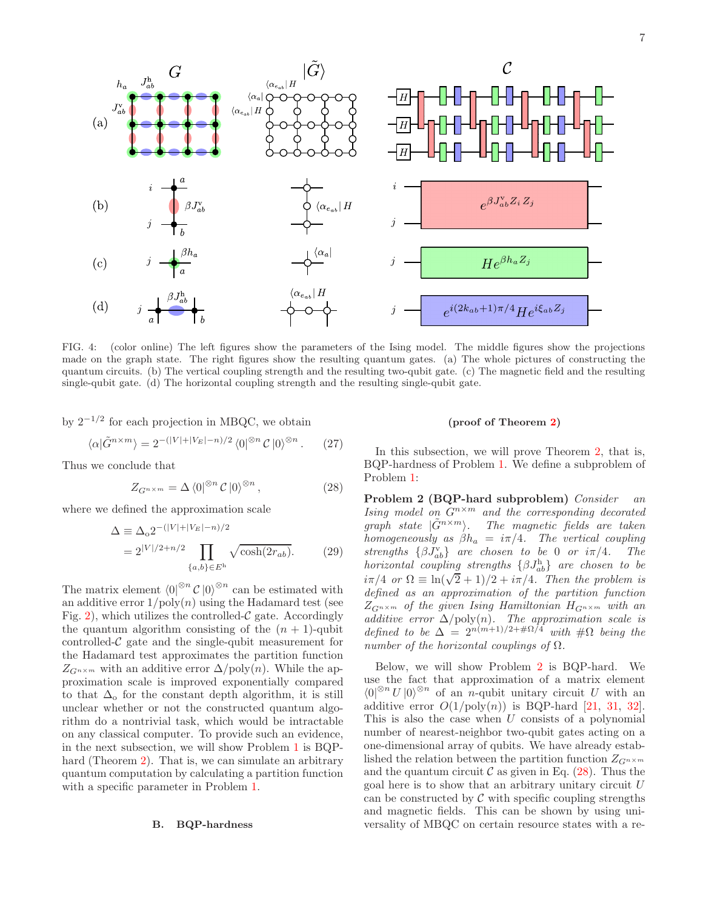FIG. 4: (color online) The left figures show the parameters of the Ising model. The middle figures show the projections made on the graph state. The right figures show the resulting quantum gates. (a) The whole pictures of constructing the quantum circuits. (b) The vertical coupling strength and the resulting two-qubit gate. (c) The magnetic field and the resulting single-qubit gate. (d) The horizontal coupling strength and the resulting single-qubit gate.

by $2^{-1/2}$ for each projection in MBQC, we obtain

$$\langle\alpha|\tilde{G}^{n\times m}\rangle = 2^{-(|V|+|V_E|-n)/2} \langle 0|^{\otimes n} \mathcal{C} |0\rangle^{\otimes n}. \tag{27}$$

Thus we conclude that

$$Z_{G^{n\times m}} = \Delta \langle 0|^{\otimes n} \mathcal{C} |0\rangle^{\otimes n}, \tag{28}$$

where we defined the approximation scale

$$\begin{aligned}\Delta &\equiv \Delta_{\rm o} 2^{-(|V|+|V_E|-n)/2} \\ &= 2^{|V|/2+n/2} \prod_{\{a,b\}\in E^{\rm h}} \sqrt{\cosh(2r_{ab})}.\end{aligned} \tag{29}$$

The matrix element $\langle 0|^{\otimes n} \mathcal{C} |0\rangle^{\otimes n}$ can be estimated with an additive error $1/\mathrm{poly}(n)$ using the Hadamard test (see Fig. 2), which utilizes the controlled-$\mathcal{C}$ gate. Accordingly the quantum algorithm consisting of the $(n+1)$-qubit controlled-$\mathcal{C}$ gate and the single-qubit measurement for the Hadamard test approximates the partition function $Z_{G^{n\times m}}$ with an additive error $\Delta/\mathrm{poly}(n)$. While the approximation scale is improved exponentially compared to that $\Delta_{\rm o}$ for the constant depth algorithm, it is still unclear whether or not the constructed quantum algorithm do a nontrivial task, which would be intractable on any classical computer. To provide such an evidence, in the next subsection, we will show Problem 1 is BQP-hard (Theorem 2). That is, we can simulate an arbitrary quantum computation by calculating a partition function with a specific parameter in Problem 1.

## B. BQP-hardness

**(proof of Theorem 2)**

In this subsection, we will prove Theorem 2, that is, BQP-hardness of Problem 1. We define a subproblem of Problem 1:

**Problem 2 (BQP-hard subproblem)** *Consider an Ising model on $G^{n\times m}$ and the corresponding decorated graph state $|\tilde{G}^{n\times m}\rangle$. The magnetic fields are taken homogeneously as $\beta h_a = i\pi/4$. The vertical coupling strengths $\{\beta J^{\rm v}_{ab}\}$ are chosen to be 0 or $i\pi/4$. The horizontal coupling strengths $\{\beta J^{\rm h}_{ab}\}$ are chosen to be $i\pi/4$ or $\Omega \equiv \ln(\sqrt{2}+1)/2 + i\pi/4$. Then the problem is defined as an approximation of the partition function $Z_{G^{n\times m}}$ of the given Ising Hamiltonian $H_{G^{n\times m}}$ with an additive error $\Delta/\mathrm{poly}(n)$. The approximation scale is defined to be $\Delta = 2^{n(m+1)/2+\#\Omega/4}$ with $\#\Omega$ being the number of the horizontal couplings of $\Omega$.*

Below, we will show Problem 2 is BQP-hard. We use the fact that approximation of a matrix element $\langle 0|^{\otimes n} U |0\rangle^{\otimes n}$ of an $n$-qubit unitary circuit $U$ with an additive error $O(1/\mathrm{poly}(n))$ is BQP-hard [21, 31, 32]. This is also the case when $U$ consists of a polynomial number of nearest-neighbor two-qubit gates acting on a one-dimensional array of qubits. We have already established the relation between the partition function $Z_{G^{n\times m}}$ and the quantum circuit $\mathcal{C}$ as given in Eq. (28). Thus the goal here is to show that an arbitrary unitary circuit $U$ can be constructed by $\mathcal{C}$ with specific coupling strengths and magnetic fields. This can be shown by using universality of MBQC on certain resource states with a re-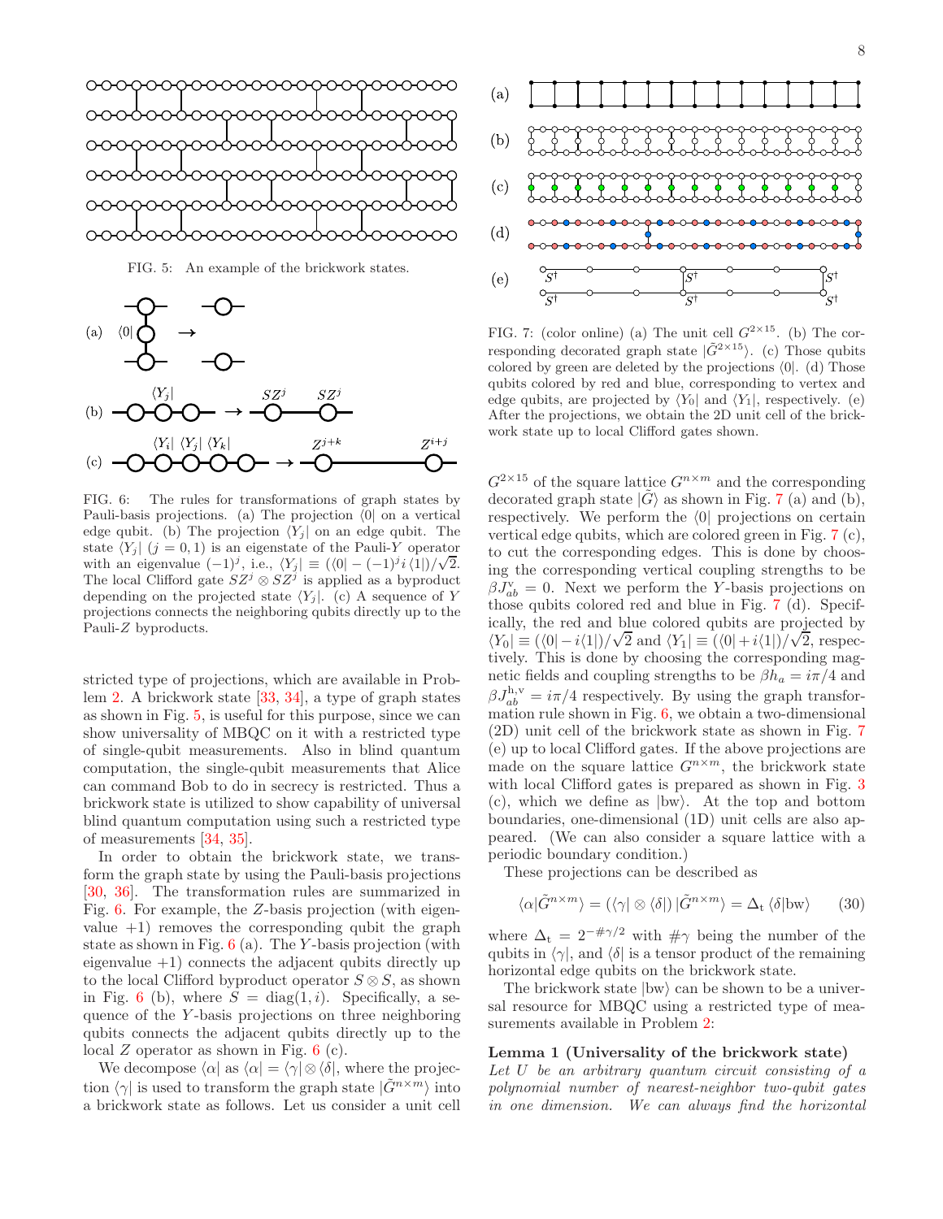FIG. 5: An example of the brickwork states.

FIG. 6: The rules for transformations of graph states by Pauli-basis projections. (a) The projection $\langle 0|$ on a vertical edge qubit. (b) The projection $\langle Y_j|$ on an edge qubit. The state $\langle Y_j|$ ($j=0,1$) is an eigenstate of the Pauli-$Y$ operator with an eigenvalue $(-1)^j$, i.e., $\langle Y_j| \equiv (\langle 0| - (-1)^j i\langle 1|)/\sqrt{2}$. The local Clifford gate $SZ^j \otimes SZ^j$ is applied as a byproduct depending on the projected state $\langle Y_j|$. (c) A sequence of $Y$ projections connects the neighboring qubits directly up to the Pauli-$Z$ byproducts.

stricted type of projections, which are available in Problem 2. A brickwork state [33, 34], a type of graph states as shown in Fig. 5, is useful for this purpose, since we can show universality of MBQC on it with a restricted type of single-qubit measurements. Also in blind quantum computation, the single-qubit measurements that Alice can command Bob to do in secrecy is restricted. Thus a brickwork state is utilized to show capability of universal blind quantum computation using such a restricted type of measurements [34, 35].

In order to obtain the brickwork state, we transform the graph state by using the Pauli-basis projections [30, 36]. The transformation rules are summarized in Fig. 6. For example, the $Z$-basis projection (with eigenvalue $+1$) removes the corresponding qubit the graph state as shown in Fig. 6 (a). The $Y$-basis projection (with eigenvalue $+1$) connects the adjacent qubits directly up to the local Clifford byproduct operator $S \otimes S$, as shown in Fig. 6 (b), where $S = \mathrm{diag}(1, i)$. Specifically, a sequence of the $Y$-basis projections on three neighboring qubits connects the adjacent qubits directly up to the local $Z$ operator as shown in Fig. 6 (c).

We decompose $\langle\alpha|$ as $\langle\alpha| = \langle\gamma|\otimes\langle\delta|$, where the projection $\langle\gamma|$ is used to transform the graph state $|\tilde{G}^{n\times m}\rangle$ into a brickwork state as follows. Let us consider a unit cell $G^{2\times 15}$ of the square lattice $G^{n\times m}$ and the corresponding decorated graph state $|\tilde{G}\rangle$ as shown in Fig. 7 (a) and (b), respectively. We perform the $\langle 0|$ projections on certain vertical edge qubits, which are colored green in Fig. 7 (c), to cut the corresponding edges. This is done by choosing the corresponding vertical coupling strengths to be $\beta J^{\mathrm{v}}_{ab} = 0$. Next we perform the $Y$-basis projections on those qubits colored red and blue in Fig. 7 (d). Specifically, the red and blue colored qubits are projected by $\langle Y_0| \equiv (\langle 0| - i\langle 1|)/\sqrt{2}$ and $\langle Y_1| \equiv (\langle 0| + i\langle 1|)/\sqrt{2}$, respectively. This is done by choosing the corresponding magnetic fields and coupling strengths to be $\beta h_a = i\pi/4$ and $\beta J^{\mathrm{h,v}}_{ab} = i\pi/4$ respectively. By using the graph transformation rule shown in Fig. 6, we obtain a two-dimensional (2D) unit cell of the brickwork state as shown in Fig. 7 (e) up to local Clifford gates. If the above projections are made on the square lattice $G^{n\times m}$, the brickwork state with local Clifford gates is prepared as shown in Fig. 3 (c), which we define as $|\mathrm{bw}\rangle$. At the top and bottom boundaries, one-dimensional (1D) unit cells are also appeared. (We can also consider a square lattice with a periodic boundary condition.)

FIG. 7: (color online) (a) The unit cell $G^{2\times 15}$. (b) The corresponding decorated graph state $|\tilde{G}^{2\times 15}\rangle$. (c) Those qubits colored by green are deleted by the projections $\langle 0|$. (d) Those qubits colored by red and blue, corresponding to vertex and edge qubits, are projected by $\langle Y_0|$ and $\langle Y_1|$, respectively. (e) After the projections, we obtain the 2D unit cell of the brickwork state up to local Clifford gates shown.

These projections can be described as

$$\langle\alpha|\tilde{G}^{n\times m}\rangle = (\langle\gamma|\otimes\langle\delta|)|\tilde{G}^{n\times m}\rangle = \Delta_{\mathrm{t}}\,\langle\delta|\mathrm{bw}\rangle \qquad (30)$$

where $\Delta_{\mathrm{t}} = 2^{-\#\gamma/2}$ with $\#\gamma$ being the number of the qubits in $\langle\gamma|$, and $\langle\delta|$ is a tensor product of the remaining horizontal edge qubits on the brickwork state.

The brickwork state $|\mathrm{bw}\rangle$ can be shown to be a universal resource for MBQC using a restricted type of measurements available in Problem 2:

**Lemma 1 (Universality of the brickwork state)** *Let $U$ be an arbitrary quantum circuit consisting of a polynomial number of nearest-neighbor two-qubit gates in one dimension. We can always find the horizontal*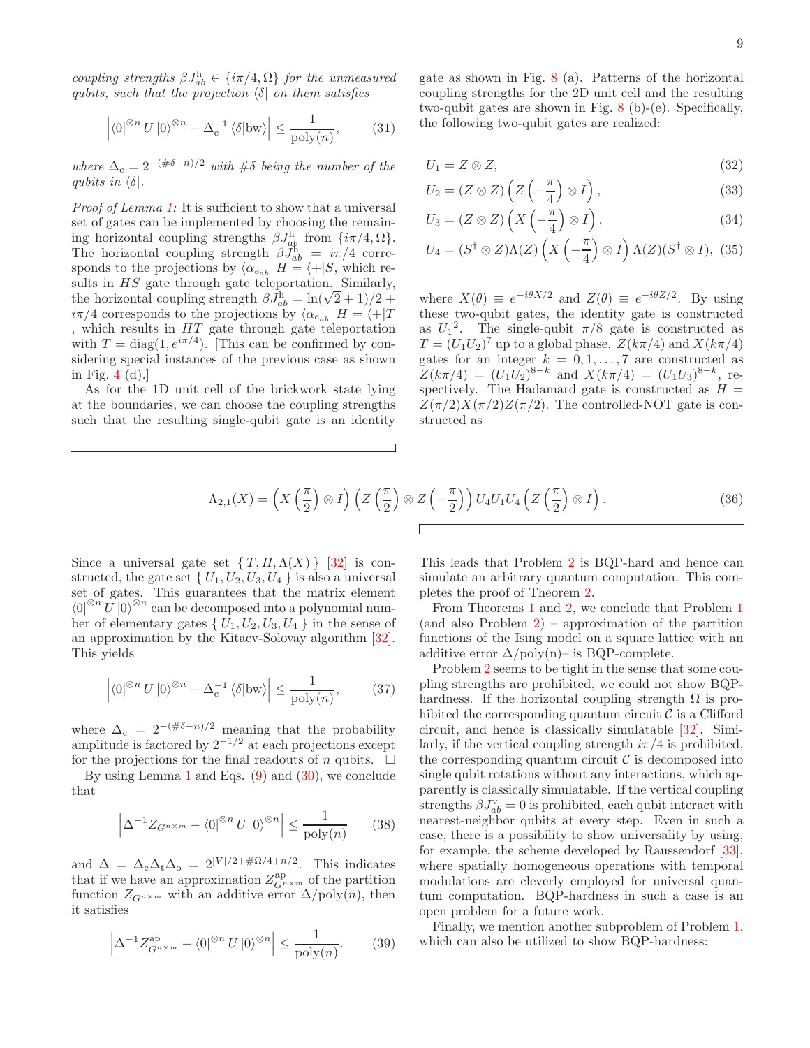*coupling strengths $\beta J^{\rm h}_{ab} \in \{i\pi/4, \Omega\}$ for the unmeasured qubits, such that the projection $\langle\delta|$ on them satisfies*

$$\left| \langle 0|^{\otimes n} U |0\rangle^{\otimes n} - \Delta_{\rm c}^{-1} \langle \delta | {\rm bw}\rangle \right| \leq \frac{1}{{\rm poly}(n)}, \tag{31}$$

*where $\Delta_{\rm c} = 2^{-(\#\delta - n)/2}$ with $\#\delta$ being the number of the qubits in $\langle\delta|$.*

*Proof of Lemma 1:* It is sufficient to show that a universal set of gates can be implemented by choosing the remaining horizontal coupling strengths $\beta J^{\rm h}_{ab}$ from $\{i\pi/4, \Omega\}$. The horizontal coupling strength $\beta J^{\rm h}_{ab} = i\pi/4$ corresponds to the projections by $\langle \alpha_{e_{ab}}| H = \langle +|S$, which results in $HS$ gate through gate teleportation. Similarly, the horizontal coupling strength $\beta J^{\rm h}_{ab} = \ln(\sqrt{2}+1)/2 + i\pi/4$ corresponds to the projections by $\langle \alpha_{e_{ab}}| H = \langle +|T$ , which results in $HT$ gate through gate teleportation with $T = {\rm diag}(1, e^{i\pi/4})$. [This can be confirmed by considering special instances of the previous case as shown in Fig. 4 (d).]

As for the 1D unit cell of the brickwork state lying at the boundaries, we can choose the coupling strengths such that the resulting single-qubit gate is an identity gate as shown in Fig. 8 (a). Patterns of the horizontal coupling strengths for the 2D unit cell and the resulting two-qubit gates are shown in Fig. 8 (b)-(e). Specifically, the following two-qubit gates are realized:

$$U_1 = Z \otimes Z, \tag{32}$$

$$U_2 = (Z \otimes Z)\left(Z\left(-\frac{\pi}{4}\right) \otimes I\right), \tag{33}$$

$$U_3 = (Z \otimes Z)\left(X\left(-\frac{\pi}{4}\right) \otimes I\right), \tag{34}$$

$$U_4 = (S^\dagger \otimes Z)\Lambda(Z)\left(X\left(-\frac{\pi}{4}\right) \otimes I\right)\Lambda(Z)(S^\dagger \otimes I), \tag{35}$$

where $X(\theta) \equiv e^{-i\theta X/2}$ and $Z(\theta) \equiv e^{-i\theta Z/2}$. By using these two-qubit gates, the identity gate is constructed as ${U_1}^2$. The single-qubit $\pi/8$ gate is constructed as $T = (U_1 U_2)^7$ up to a global phase. $Z(k\pi/4)$ and $X(k\pi/4)$ gates for an integer $k = 0, 1, \ldots, 7$ are constructed as $Z(k\pi/4) = (U_1 U_2)^{8-k}$ and $X(k\pi/4) = (U_1 U_3)^{8-k}$, respectively. The Hadamard gate is constructed as $H = Z(\pi/2)X(\pi/2)Z(\pi/2)$. The controlled-NOT gate is constructed as

$$\Lambda_{2,1}(X) = \left(X\left(\frac{\pi}{2}\right) \otimes I\right)\left(Z\left(\frac{\pi}{2}\right) \otimes Z\left(-\frac{\pi}{2}\right)\right) U_4 U_1 U_4 \left(Z\left(\frac{\pi}{2}\right) \otimes I\right). \tag{36}$$

Since a universal gate set $\{T, H, \Lambda(X)\}$ [32] is constructed, the gate set $\{U_1, U_2, U_3, U_4\}$ is also a universal set of gates. This guarantees that the matrix element $\langle 0|^{\otimes n} U |0\rangle^{\otimes n}$ can be decomposed into a polynomial number of elementary gates $\{U_1, U_2, U_3, U_4\}$ in the sense of an approximation by the Kitaev-Solovay algorithm [32]. This yields

$$\left| \langle 0|^{\otimes n} U |0\rangle^{\otimes n} - \Delta_{\rm c}^{-1} \langle \delta | {\rm bw}\rangle \right| \leq \frac{1}{{\rm poly}(n)}, \tag{37}$$

where $\Delta_{\rm c} = 2^{-(\#\delta - n)/2}$ meaning that the probability amplitude is factored by $2^{-1/2}$ at each projections except for the projections for the final readouts of $n$ qubits. $\square$

By using Lemma 1 and Eqs. (9) and (30), we conclude that

$$\left| \Delta^{-1} Z_{G^{n\times m}} - \langle 0|^{\otimes n} U |0\rangle^{\otimes n} \right| \leq \frac{1}{{\rm poly}(n)} \tag{38}$$

and $\Delta = \Delta_{\rm c}\Delta_{\rm t}\Delta_{\rm o} = 2^{|V|/2 + \#\Omega/4 + n/2}$. This indicates that if we have an approximation $Z^{\rm ap}_{G^{n\times m}}$ of the partition function $Z_{G^{n\times m}}$ with an additive error $\Delta/{\rm poly}(n)$, then it satisfies

$$\left| \Delta^{-1} Z^{\rm ap}_{G^{n\times m}} - \langle 0|^{\otimes n} U |0\rangle^{\otimes n} \right| \leq \frac{1}{{\rm poly}(n)}. \tag{39}$$

This leads that Problem 2 is BQP-hard and hence can simulate an arbitrary quantum computation. This completes the proof of Theorem 2.

From Theorems 1 and 2, we conclude that Problem 1 (and also Problem 2) – approximation of the partition functions of the Ising model on a square lattice with an additive error $\Delta$/poly(n)– is BQP-complete.

Problem 2 seems to be tight in the sense that some coupling strengths are prohibited, we could not show BQP-hardness. If the horizontal coupling strength $\Omega$ is prohibited the corresponding quantum circuit $\mathcal{C}$ is a Clifford circuit, and hence is classically simulatable [32]. Similarly, if the vertical coupling strength $i\pi/4$ is prohibited, the corresponding quantum circuit $\mathcal{C}$ is decomposed into single qubit rotations without any interactions, which apparently is classically simulatable. If the vertical coupling strengths $\beta J^{\rm v}_{ab} = 0$ is prohibited, each qubit interact with nearest-neighbor qubits at every step. Even in such a case, there is a possibility to show universality by using, for example, the scheme developed by Raussendorf [33], where spatially homogeneous operations with temporal modulations are cleverly employed for universal quantum computation. BQP-hardness in such a case is an open problem for a future work.

Finally, we mention another subproblem of Problem 1, which can also be utilized to show BQP-hardness: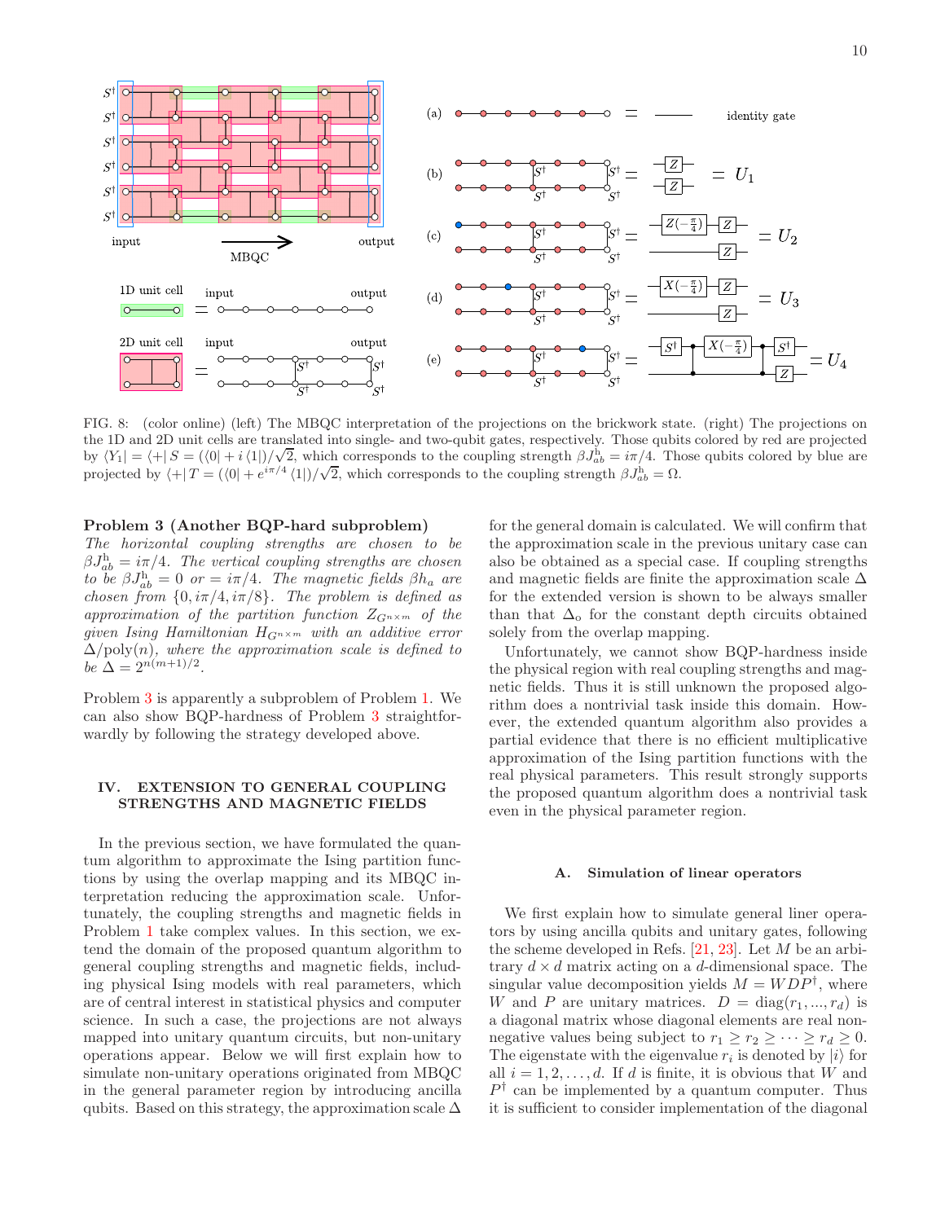FIG. 8: (color online) (left) The MBQC interpretation of the projections on the brickwork state. (right) The projections on the 1D and 2D unit cells are translated into single- and two-qubit gates, respectively. Those qubits colored by red are projected by $\langle Y_1| = \langle +| S = (\langle 0| + i \langle 1|)/\sqrt{2}$, which corresponds to the coupling strength $\beta J^{\rm h}_{ab} = i\pi/4$. Those qubits colored by blue are projected by $\langle +| T = (\langle 0| + e^{i\pi/4} \langle 1|)/\sqrt{2}$, which corresponds to the coupling strength $\beta J^{\rm h}_{ab} = \Omega$.

**Problem 3 (Another BQP-hard subproblem)** *The horizontal coupling strengths are chosen to be $\beta J^{\rm h}_{ab} = i\pi/4$. The vertical coupling strengths are chosen to be $\beta J^{\rm h}_{ab} = 0$ or $= i\pi/4$. The magnetic fields $\beta h_a$ are chosen from $\{0, i\pi/4, i\pi/8\}$. The problem is defined as approximation of the partition function $Z_{G^{n\times m}}$ of the given Ising Hamiltonian $H_{G^{n\times m}}$ with an additive error $\Delta/\text{poly}(n)$, where the approximation scale is defined to be $\Delta = 2^{n(m+1)/2}$.*

Problem 3 is apparently a subproblem of Problem 1. We can also show BQP-hardness of Problem 3 straightforwardly by following the strategy developed above.

## IV. EXTENSION TO GENERAL COUPLING STRENGTHS AND MAGNETIC FIELDS

In the previous section, we have formulated the quantum algorithm to approximate the Ising partition functions by using the overlap mapping and its MBQC interpretation reducing the approximation scale. Unfortunately, the coupling strengths and magnetic fields in Problem 1 take complex values. In this section, we extend the domain of the proposed quantum algorithm to general coupling strengths and magnetic fields, including physical Ising models with real parameters, which are of central interest in statistical physics and computer science. In such a case, the projections are not always mapped into unitary quantum circuits, but non-unitary operations appear. Below we will first explain how to simulate non-unitary operations originated from MBQC in the general parameter region by introducing ancilla qubits. Based on this strategy, the approximation scale $\Delta$ for the general domain is calculated. We will confirm that the approximation scale in the previous unitary case can also be obtained as a special case. If coupling strengths and magnetic fields are finite the approximation scale $\Delta$ for the extended version is shown to be always smaller than that $\Delta_{\rm o}$ for the constant depth circuits obtained solely from the overlap mapping.

Unfortunately, we cannot show BQP-hardness inside the physical region with real coupling strengths and magnetic fields. Thus it is still unknown the proposed algorithm does a nontrivial task inside this domain. However, the extended quantum algorithm also provides a partial evidence that there is no efficient multiplicative approximation of the Ising partition functions with the real physical parameters. This result strongly supports the proposed quantum algorithm does a nontrivial task even in the physical parameter region.

### A. Simulation of linear operators

We first explain how to simulate general liner operators by using ancilla qubits and unitary gates, following the scheme developed in Refs. [21, 23]. Let $M$ be an arbitrary $d \times d$ matrix acting on a $d$-dimensional space. The singular value decomposition yields $M = WDP^{\dagger}$, where $W$ and $P$ are unitary matrices. $D = \text{diag}(r_1, ..., r_d)$ is a diagonal matrix whose diagonal elements are real nonnegative values being subject to $r_1 \geq r_2 \geq \cdots \geq r_d \geq 0$. The eigenstate with the eigenvalue $r_i$ is denoted by $|i\rangle$ for all $i = 1, 2, \ldots, d$. If $d$ is finite, it is obvious that $W$ and $P^{\dagger}$ can be implemented by a quantum computer. Thus it is sufficient to consider implementation of the diagonal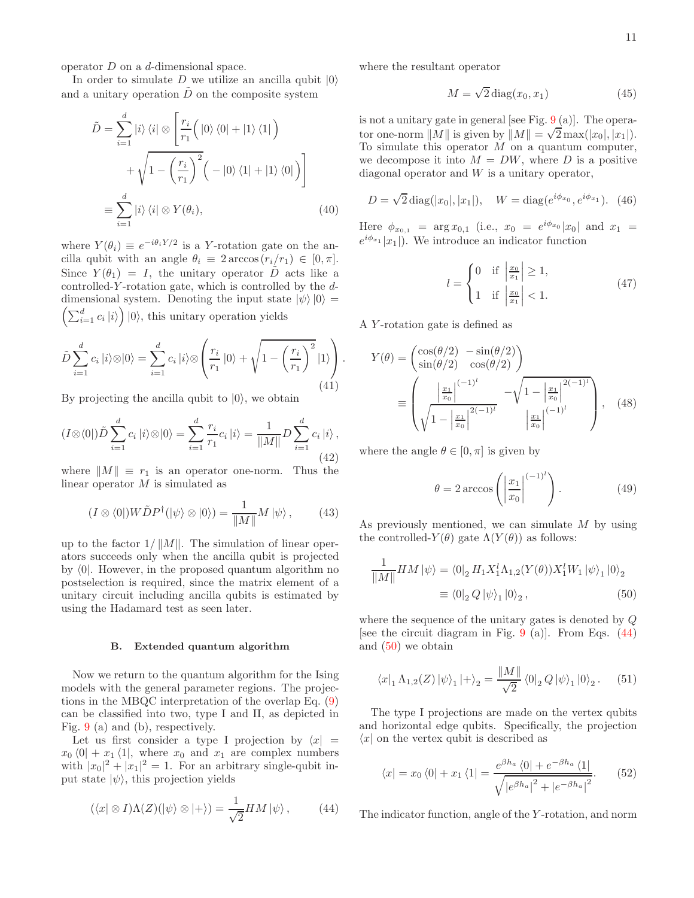operator $D$ on a $d$-dimensional space.

In order to simulate $D$ we utilize an ancilla qubit $|0\rangle$ and a unitary operation $\tilde{D}$ on the composite system

$$
\begin{aligned}
\tilde{D} = \sum_{i=1}^{d} |i\rangle\langle i| \otimes \Bigg[ \frac{r_i}{r_1}\Big( |0\rangle\langle 0| + |1\rangle\langle 1| \Big) \\
+ \sqrt{1-\left(\frac{r_i}{r_1}\right)^2}\Big( -|0\rangle\langle 1| + |1\rangle\langle 0| \Big) \Bigg] \\
\equiv \sum_{i=1}^{d} |i\rangle\langle i| \otimes Y(\theta_i), \qquad (40)
\end{aligned}
$$

where $Y(\theta_i) \equiv e^{-i\theta_i Y/2}$ is a $Y$-rotation gate on the ancilla qubit with an angle $\theta_i \equiv 2\arccos(r_i/r_1) \in [0,\pi]$. Since $Y(\theta_1) = I$, the unitary operator $\tilde{D}$ acts like a controlled-$Y$-rotation gate, which is controlled by the $d$-dimensional system. Denoting the input state $|\psi\rangle|0\rangle = \left(\sum_{i=1}^{d} c_i |i\rangle\right)|0\rangle$, this unitary operation yields

$$
\tilde{D}\sum_{i=1}^{d} c_i |i\rangle \otimes |0\rangle = \sum_{i=1}^{d} c_i |i\rangle \otimes \left( \frac{r_i}{r_1}|0\rangle + \sqrt{1-\left(\frac{r_i}{r_1}\right)^2}|1\rangle \right). \qquad (41)
$$

By projecting the ancilla qubit to $|0\rangle$, we obtain

$$
(I\otimes\langle 0|)\tilde{D}\sum_{i=1}^{d} c_i |i\rangle \otimes |0\rangle = \sum_{i=1}^{d} \frac{r_i}{r_1} c_i |i\rangle = \frac{1}{\|M\|} D \sum_{i=1}^{d} c_i |i\rangle, \qquad (42)
$$

where $\|M\| \equiv r_1$ is an operator one-norm. Thus the linear operator $M$ is simulated as

$$
(I\otimes\langle 0|) W \tilde{D} P^{\dagger}(|\psi\rangle\otimes|0\rangle) = \frac{1}{\|M\|} M|\psi\rangle, \qquad (43)
$$

up to the factor $1/\|M\|$. The simulation of linear operators succeeds only when the ancilla qubit is projected by $\langle 0|$. However, in the proposed quantum algorithm no postselection is required, since the matrix element of a unitary circuit including ancilla qubits is estimated by using the Hadamard test as seen later.

### B. Extended quantum algorithm

Now we return to the quantum algorithm for the Ising models with the general parameter regions. The projections in the MBQC interpretation of the overlap Eq. (9) can be classified into two, type I and II, as depicted in Fig. 9 (a) and (b), respectively.

Let us first consider a type I projection by $\langle x| = x_0\langle 0| + x_1\langle 1|$, where $x_0$ and $x_1$ are complex numbers with $|x_0|^2 + |x_1|^2 = 1$. For an arbitrary single-qubit input state $|\psi\rangle$, this projection yields

$$
(\langle x|\otimes I)\Lambda(Z)(|\psi\rangle\otimes|+\rangle) = \frac{1}{\sqrt{2}} H M |\psi\rangle, \qquad (44)
$$

where the resultant operator

$$
M = \sqrt{2}\,\mathrm{diag}(x_0, x_1) \qquad (45)
$$

is not a unitary gate in general [see Fig. 9 (a)]. The operator one-norm $\|M\|$ is given by $\|M\| = \sqrt{2}\max(|x_0|,|x_1|)$. To simulate this operator $M$ on a quantum computer, we decompose it into $M = DW$, where $D$ is a positive diagonal operator and $W$ is a unitary operator,

$$
D = \sqrt{2}\,\mathrm{diag}(|x_0|,|x_1|), \quad W = \mathrm{diag}(e^{i\phi_{x_0}}, e^{i\phi_{x_1}}). \qquad (46)
$$

Here $\phi_{x_{0,1}} = \arg x_{0,1}$ (i.e., $x_0 = e^{i\phi_{x_0}}|x_0|$ and $x_1 = e^{i\phi_{x_1}}|x_1|$). We introduce an indicator function

$$
l = \begin{cases} 0 & \text{if } \left|\frac{x_0}{x_1}\right| \geq 1, \\ 1 & \text{if } \left|\frac{x_0}{x_1}\right| < 1. \end{cases} \qquad (47)
$$

A $Y$-rotation gate is defined as

$$
\begin{aligned}
Y(\theta) &= \begin{pmatrix} \cos(\theta/2) & -\sin(\theta/2) \\ \sin(\theta/2) & \cos(\theta/2) \end{pmatrix} \\
&\equiv \begin{pmatrix} \left|\frac{x_1}{x_0}\right|^{(-1)^l} & -\sqrt{1-\left|\frac{x_1}{x_0}\right|^{2(-1)^l}} \\ \sqrt{1-\left|\frac{x_1}{x_0}\right|^{2(-1)^l}} & \left|\frac{x_1}{x_0}\right|^{(-1)^l} \end{pmatrix}, \qquad (48)
\end{aligned}
$$

where the angle $\theta \in [0,\pi]$ is given by

$$
\theta = 2\arccos\left(\left|\frac{x_1}{x_0}\right|^{(-1)^l}\right). \qquad (49)
$$

As previously mentioned, we can simulate $M$ by using the controlled-$Y(\theta)$ gate $\Lambda(Y(\theta))$ as follows:

$$
\begin{aligned}
\frac{1}{\|M\|} H M |\psi\rangle &= \langle 0|_2 H_1 X_1^l \Lambda_{1,2}(Y(\theta)) X_1^l W_1 |\psi\rangle_1 |0\rangle_2 \\
&\equiv \langle 0|_2 Q |\psi\rangle_1 |0\rangle_2, \qquad (50)
\end{aligned}
$$

where the sequence of the unitary gates is denoted by $Q$ [see the circuit diagram in Fig. 9 (a)]. From Eqs. (44) and (50) we obtain

$$
\langle x|_1 \Lambda_{1,2}(Z)|\psi\rangle_1|+\rangle_2 = \frac{\|M\|}{\sqrt{2}} \langle 0|_2 Q|\psi\rangle_1|0\rangle_2. \qquad (51)
$$

The type I projections are made on the vertex qubits and horizontal edge qubits. Specifically, the projection $\langle x|$ on the vertex qubit is described as

$$
\langle x| = x_0\langle 0| + x_1\langle 1| = \frac{e^{\beta h_a}\langle 0| + e^{-\beta h_a}\langle 1|}{\sqrt{|e^{\beta h_a}|^2 + |e^{-\beta h_a}|^2}}. \qquad (52)
$$

The indicator function, angle of the $Y$-rotation, and norm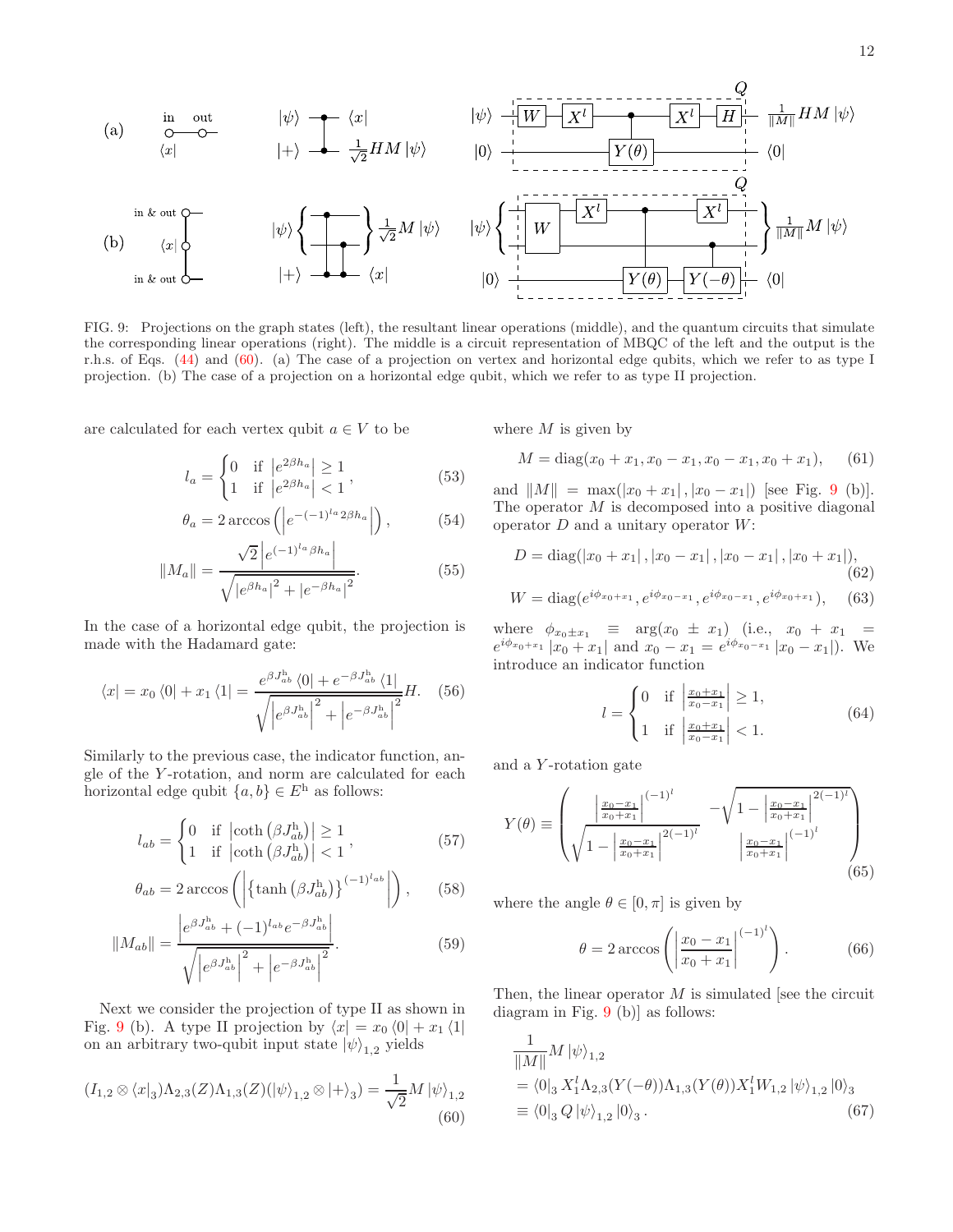FIG. 9: Projections on the graph states (left), the resultant linear operations (middle), and the quantum circuits that simulate the corresponding linear operations (right). The middle is a circuit representation of MBQC of the left and the output is the r.h.s. of Eqs. (44) and (60). (a) The case of a projection on vertex and horizontal edge qubits, which we refer to as type I projection. (b) The case of a projection on a horizontal edge qubit, which we refer to as type II projection.

are calculated for each vertex qubit $a \in V$ to be

$$l_a = \begin{cases} 0 & \text{if } \left|e^{2\beta h_a}\right| \geq 1 \\ 1 & \text{if } \left|e^{2\beta h_a}\right| < 1 \end{cases}, \tag{53}$$

$$\theta_a = 2\arccos\left(\left|e^{-(-1)^{l_a} 2\beta h_a}\right|\right), \tag{54}$$

$$\|M_a\| = \frac{\sqrt{2}\left|e^{(-1)^{l_a}\beta h_a}\right|}{\sqrt{\left|e^{\beta h_a}\right|^2 + \left|e^{-\beta h_a}\right|^2}}. \tag{55}$$

In the case of a horizontal edge qubit, the projection is made with the Hadamard gate:

$$\langle x| = x_0 \langle 0| + x_1 \langle 1| = \frac{e^{\beta J^{\mathrm{h}}_{ab}} \langle 0| + e^{-\beta J^{\mathrm{h}}_{ab}} \langle 1|}{\sqrt{\left|e^{\beta J^{\mathrm{h}}_{ab}}\right|^2 + \left|e^{-\beta J^{\mathrm{h}}_{ab}}\right|^2}} H. \tag{56}$$

Similarly to the previous case, the indicator function, angle of the $Y$-rotation, and norm are calculated for each horizontal edge qubit $\{a, b\} \in E^{\mathrm{h}}$ as follows:

$$l_{ab} = \begin{cases} 0 & \text{if } \left|\coth\left(\beta J^{\mathrm{h}}_{ab}\right)\right| \geq 1 \\ 1 & \text{if } \left|\coth\left(\beta J^{\mathrm{h}}_{ab}\right)\right| < 1 \end{cases}, \tag{57}$$

$$\theta_{ab} = 2\arccos\left(\left|\left\{\tanh\left(\beta J^{\mathrm{h}}_{ab}\right)\right\}^{(-1)^{l_{ab}}}\right|\right), \tag{58}$$

$$\|M_{ab}\| = \frac{\left|e^{\beta J^{\mathrm{h}}_{ab}} + (-1)^{l_{ab}} e^{-\beta J^{\mathrm{h}}_{ab}}\right|}{\sqrt{\left|e^{\beta J^{\mathrm{h}}_{ab}}\right|^2 + \left|e^{-\beta J^{\mathrm{h}}_{ab}}\right|^2}}. \tag{59}$$

Next we consider the projection of type II as shown in Fig. 9 (b). A type II projection by $\langle x| = x_0 \langle 0| + x_1 \langle 1|$ on an arbitrary two-qubit input state $|\psi\rangle_{1,2}$ yields

$$(I_{1,2} \otimes \langle x|_3)\Lambda_{2,3}(Z)\Lambda_{1,3}(Z)(|\psi\rangle_{1,2} \otimes |+\rangle_3) = \frac{1}{\sqrt{2}} M |\psi\rangle_{1,2} \tag{60}$$

where $M$ is given by

$$M = \mathrm{diag}(x_0 + x_1, x_0 - x_1, x_0 - x_1, x_0 + x_1), \tag{61}$$

and $\|M\| = \max(|x_0 + x_1|, |x_0 - x_1|)$ [see Fig. 9 (b)]. The operator $M$ is decomposed into a positive diagonal operator $D$ and a unitary operator $W$:

$$D = \mathrm{diag}(|x_0 + x_1|, |x_0 - x_1|, |x_0 - x_1|, |x_0 + x_1|), \tag{62}$$

$$W = \mathrm{diag}(e^{i\phi_{x_0+x_1}}, e^{i\phi_{x_0-x_1}}, e^{i\phi_{x_0-x_1}}, e^{i\phi_{x_0+x_1}}), \tag{63}$$

where $\phi_{x_0 \pm x_1} \equiv \arg(x_0 \pm x_1)$ (i.e., $x_0 + x_1 = e^{i\phi_{x_0+x_1}}|x_0 + x_1|$ and $x_0 - x_1 = e^{i\phi_{x_0-x_1}}|x_0 - x_1|$). We introduce an indicator function

$$l = \begin{cases} 0 & \text{if } \left|\frac{x_0+x_1}{x_0-x_1}\right| \geq 1, \\ 1 & \text{if } \left|\frac{x_0+x_1}{x_0-x_1}\right| < 1. \end{cases} \tag{64}$$

and a $Y$-rotation gate

$$Y(\theta) \equiv \begin{pmatrix} \left|\frac{x_0-x_1}{x_0+x_1}\right|^{(-1)^l} & -\sqrt{1 - \left|\frac{x_0-x_1}{x_0+x_1}\right|^{2(-1)^l}} \\ \sqrt{1 - \left|\frac{x_0-x_1}{x_0+x_1}\right|^{2(-1)^l}} & \left|\frac{x_0-x_1}{x_0+x_1}\right|^{(-1)^l} \end{pmatrix} \tag{65}$$

where the angle $\theta \in [0, \pi]$ is given by

$$\theta = 2\arccos\left(\left|\frac{x_0 - x_1}{x_0 + x_1}\right|^{(-1)^l}\right). \tag{66}$$

Then, the linear operator $M$ is simulated [see the circuit diagram in Fig. 9 (b)] as follows:

$$\begin{aligned} &\frac{1}{\|M\|} M |\psi\rangle_{1,2} \\ &= \langle 0|_3 X^l_1 \Lambda_{2,3}(Y(-\theta))\Lambda_{1,3}(Y(\theta)) X^l_1 W_{1,2} |\psi\rangle_{1,2} |0\rangle_3 \\ &\equiv \langle 0|_3 Q |\psi\rangle_{1,2} |0\rangle_3 . \end{aligned} \tag{67}$$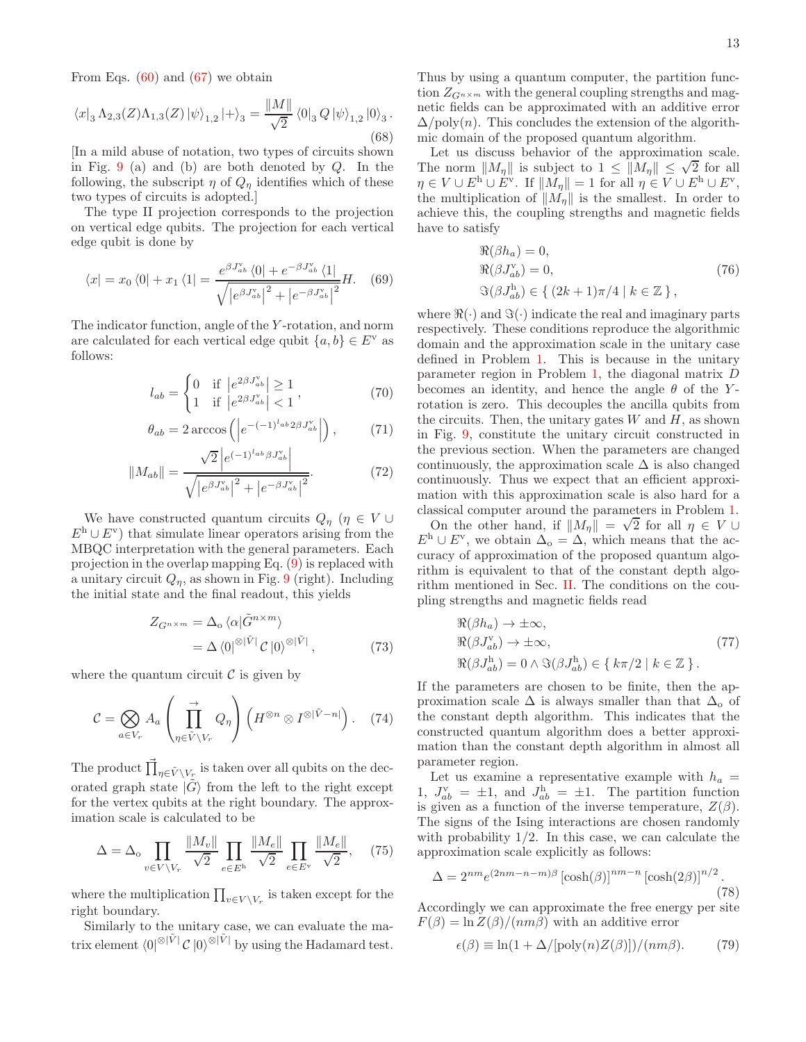From Eqs. (60) and (67) we obtain

$$\langle x|_3 \Lambda_{2,3}(Z)\Lambda_{1,3}(Z)\,|\psi\rangle_{1,2}\,|+\rangle_3 = \frac{\|M\|}{\sqrt{2}}\,\langle 0|_3\, Q\,|\psi\rangle_{1,2}\,|0\rangle_3\,. \tag{68}$$

[In a mild abuse of notation, two types of circuits shown in Fig. 9 (a) and (b) are both denoted by $Q$. In the following, the subscript $\eta$ of $Q_\eta$ identifies which of these two types of circuits is adopted.]

The type II projection corresponds to the projection on vertical edge qubits. The projection for each vertical edge qubit is done by

$$\langle x| = x_0\,\langle 0| + x_1\,\langle 1| = \frac{e^{\beta J^{\mathrm{v}}_{ab}}\,\langle 0| + e^{-\beta J^{\mathrm{v}}_{ab}}\,\langle 1|}{\sqrt{\left|e^{\beta J^{\mathrm{v}}_{ab}}\right|^2 + \left|e^{-\beta J^{\mathrm{v}}_{ab}}\right|^2}}H. \tag{69}$$

The indicator function, angle of the $Y$-rotation, and norm are calculated for each vertical edge qubit $\{a,b\} \in E^{\mathrm{v}}$ as follows:

$$l_{ab} = \begin{cases} 0 & \text{if } \left|e^{2\beta J^{\mathrm{v}}_{ab}}\right| \geq 1 \\ 1 & \text{if } \left|e^{2\beta J^{\mathrm{v}}_{ab}}\right| < 1 \end{cases}, \tag{70}$$

$$\theta_{ab} = 2\arccos\left(\left|e^{-(-1)^{l_{ab}}2\beta J^{\mathrm{v}}_{ab}}\right|\right), \tag{71}$$

$$\|M_{ab}\| = \frac{\sqrt{2}\left|e^{(-1)^{l_{ab}}\beta J^{\mathrm{v}}_{ab}}\right|}{\sqrt{\left|e^{\beta J^{\mathrm{v}}_{ab}}\right|^2 + \left|e^{-\beta J^{\mathrm{v}}_{ab}}\right|^2}}. \tag{72}$$

We have constructed quantum circuits $Q_\eta$ ($\eta \in V \cup E^{\mathrm{h}} \cup E^{\mathrm{v}}$) that simulate linear operators arising from the MBQC interpretation with the general parameters. Each projection in the overlap mapping Eq. (9) is replaced with a unitary circuit $Q_\eta$, as shown in Fig. 9 (right). Including the initial state and the final readout, this yields

$$\begin{aligned} Z_{G^{n\times m}} &= \Delta_{\mathrm{o}}\,\langle \alpha|\tilde{G}^{n\times m}\rangle \\ &= \Delta\,\langle 0|^{\otimes|\tilde{V}|}\,\mathcal{C}\,|0\rangle^{\otimes|\tilde{V}|}\,, \end{aligned} \tag{73}$$

where the quantum circuit $\mathcal{C}$ is given by

$$\mathcal{C} = \bigotimes_{a\in V_r} A_a \left(\prod^{\rightarrow}_{\eta\in\tilde{V}\setminus V_r} Q_\eta\right)\left(H^{\otimes n}\otimes I^{\otimes|\tilde{V}-n|}\right). \tag{74}$$

The product $\vec{\prod}_{\eta\in\tilde{V}\setminus V_r}$ is taken over all qubits on the decorated graph state $|\tilde{G}\rangle$ from the left to the right except for the vertex qubits at the right boundary. The approximation scale is calculated to be

$$\Delta = \Delta_{\mathrm{o}} \prod_{v\in V\setminus V_r}\frac{\|M_v\|}{\sqrt{2}}\prod_{e\in E^{\mathrm{h}}}\frac{\|M_e\|}{\sqrt{2}}\prod_{e\in E^{\mathrm{v}}}\frac{\|M_e\|}{\sqrt{2}}, \tag{75}$$

where the multiplication $\prod_{v\in V\setminus V_r}$ is taken except for the right boundary.

Similarly to the unitary case, we can evaluate the matrix element $\langle 0|^{\otimes|\tilde{V}|}\,\mathcal{C}\,|0\rangle^{\otimes|\tilde{V}|}$ by using the Hadamard test. Thus by using a quantum computer, the partition function $Z_{G^{n\times m}}$ with the general coupling strengths and magnetic fields can be approximated with an additive error $\Delta/\mathrm{poly}(n)$. This concludes the extension of the algorithmic domain of the proposed quantum algorithm.

Let us discuss behavior of the approximation scale. The norm $\|M_\eta\|$ is subject to $1 \leq \|M_\eta\| \leq \sqrt{2}$ for all $\eta \in V \cup E^{\mathrm{h}} \cup E^{\mathrm{v}}$. If $\|M_\eta\| = 1$ for all $\eta \in V \cup E^{\mathrm{h}} \cup E^{\mathrm{v}}$, the multiplication of $\|M_\eta\|$ is the smallest. In order to achieve this, the coupling strengths and magnetic fields have to satisfy

$$\begin{aligned} &\Re(\beta h_a) = 0, \\ &\Re(\beta J^{\mathrm{v}}_{ab}) = 0, \\ &\Im(\beta J^{\mathrm{h}}_{ab}) \in \{\, (2k+1)\pi/4 \mid k \in \mathbb{Z}\,\}, \end{aligned} \tag{76}$$

where $\Re(\cdot)$ and $\Im(\cdot)$ indicate the real and imaginary parts respectively. These conditions reproduce the algorithmic domain and the approximation scale in the unitary case defined in Problem 1. This is because in the unitary parameter region in Problem 1, the diagonal matrix $D$ becomes an identity, and hence the angle $\theta$ of the $Y$-rotation is zero. This decouples the ancilla qubits from the circuits. Then, the unitary gates $W$ and $H$, as shown in Fig. 9, constitute the unitary circuit constructed in the previous section. When the parameters are changed continuously, the approximation scale $\Delta$ is also changed continuously. Thus we expect that an efficient approximation with this approximation scale is also hard for a classical computer around the parameters in Problem 1.

On the other hand, if $\|M_\eta\| = \sqrt{2}$ for all $\eta \in V \cup E^{\mathrm{h}} \cup E^{\mathrm{v}}$, we obtain $\Delta_{\mathrm{o}} = \Delta$, which means that the accuracy of approximation of the proposed quantum algorithm is equivalent to that of the constant depth algorithm mentioned in Sec. II. The conditions on the coupling strengths and magnetic fields read

$$\begin{aligned} &\Re(\beta h_a) \to \pm\infty, \\ &\Re(\beta J^{\mathrm{v}}_{ab}) \to \pm\infty, \\ &\Re(\beta J^{\mathrm{h}}_{ab}) = 0 \wedge \Im(\beta J^{\mathrm{h}}_{ab}) \in \{\, k\pi/2 \mid k \in \mathbb{Z}\,\}. \end{aligned} \tag{77}$$

If the parameters are chosen to be finite, then the approximation scale $\Delta$ is always smaller than that $\Delta_{\mathrm{o}}$ of the constant depth algorithm. This indicates that the constructed quantum algorithm does a better approximation than the constant depth algorithm in almost all parameter region.

Let us examine a representative example with $h_a = 1$, $J^{\mathrm{v}}_{ab} = \pm 1$, and $J^{\mathrm{h}}_{ab} = \pm 1$. The partition function is given as a function of the inverse temperature, $Z(\beta)$. The signs of the Ising interactions are chosen randomly with probability 1/2. In this case, we can calculate the approximation scale explicitly as follows:

$$\Delta = 2^{nm} e^{(2nm-n-m)\beta}\left[\cosh(\beta)\right]^{nm-n}\left[\cosh(2\beta)\right]^{n/2}. \tag{78}$$

Accordingly we can approximate the free energy per site $F(\beta) = \ln Z(\beta)/(nm\beta)$ with an additive error

$$\epsilon(\beta) \equiv \ln(1 + \Delta/[\mathrm{poly}(n)Z(\beta)])/(nm\beta). \tag{79}$$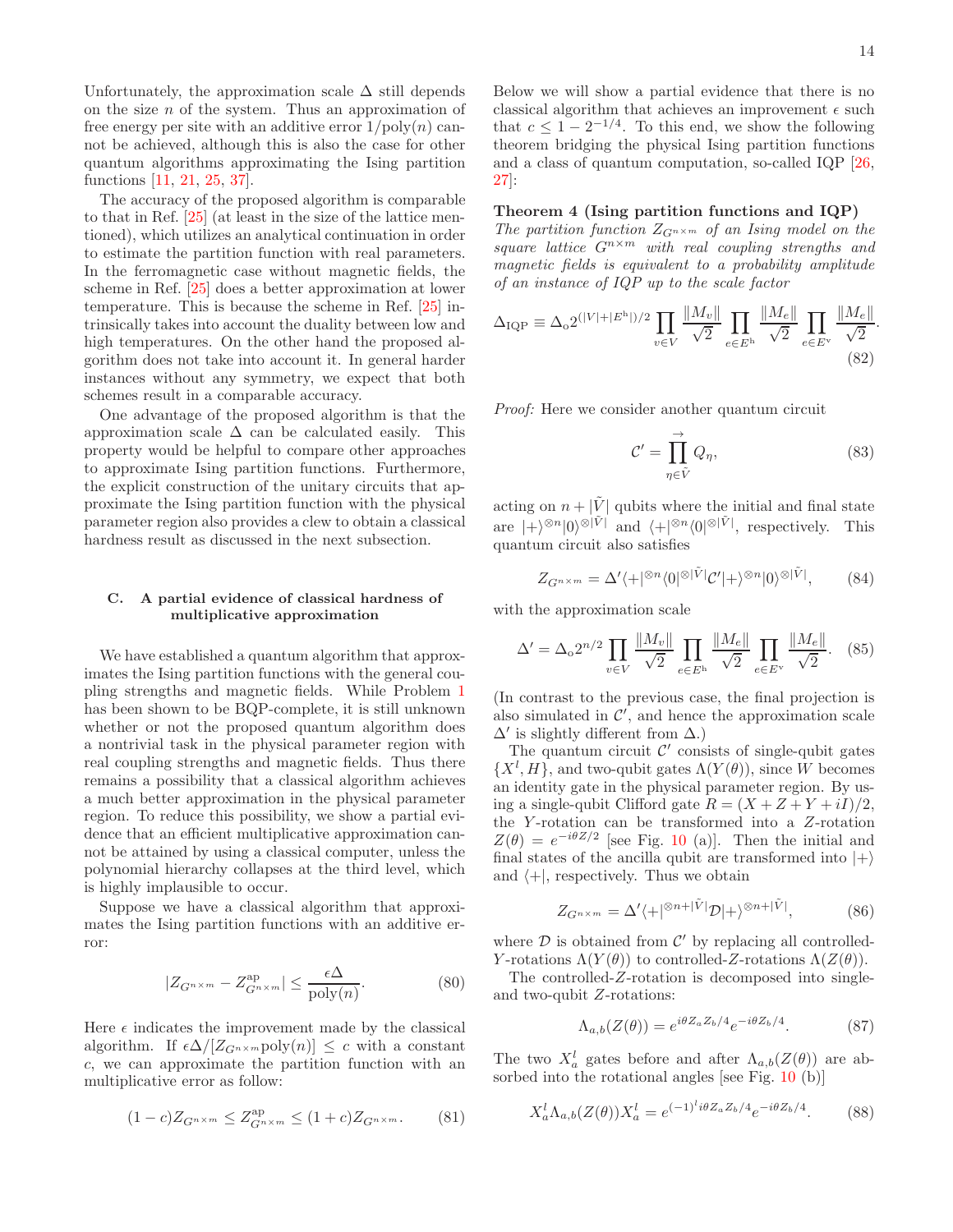Unfortunately, the approximation scale $\Delta$ still depends on the size $n$ of the system. Thus an approximation of free energy per site with an additive error $1/\mathrm{poly}(n)$ cannot be achieved, although this is also the case for other quantum algorithms approximating the Ising partition functions [11, 21, 25, 37].

The accuracy of the proposed algorithm is comparable to that in Ref. [25] (at least in the size of the lattice mentioned), which utilizes an analytical continuation in order to estimate the partition function with real parameters. In the ferromagnetic case without magnetic fields, the scheme in Ref. [25] does a better approximation at lower temperature. This is because the scheme in Ref. [25] intrinsically takes into account the duality between low and high temperatures. On the other hand the proposed algorithm does not take into account it. In general harder instances without any symmetry, we expect that both schemes result in a comparable accuracy.

One advantage of the proposed algorithm is that the approximation scale $\Delta$ can be calculated easily. This property would be helpful to compare other approaches to approximate Ising partition functions. Furthermore, the explicit construction of the unitary circuits that approximate the Ising partition function with the physical parameter region also provides a clew to obtain a classical hardness result as discussed in the next subsection.

### C. A partial evidence of classical hardness of multiplicative approximation

We have established a quantum algorithm that approximates the Ising partition functions with the general coupling strengths and magnetic fields. While Problem 1 has been shown to be BQP-complete, it is still unknown whether or not the proposed quantum algorithm does a nontrivial task in the physical parameter region with real coupling strengths and magnetic fields. Thus there remains a possibility that a classical algorithm achieves a much better approximation in the physical parameter region. To reduce this possibility, we show a partial evidence that an efficient multiplicative approximation cannot be attained by using a classical computer, unless the polynomial hierarchy collapses at the third level, which is highly implausible to occur.

Suppose we have a classical algorithm that approximates the Ising partition functions with an additive error:

$$|Z_{G^{n\times m}} - Z^{\mathrm{ap}}_{G^{n\times m}}| \leq \frac{\epsilon\Delta}{\mathrm{poly}(n)}. \tag{80}$$

Here $\epsilon$ indicates the improvement made by the classical algorithm. If $\epsilon\Delta/[Z_{G^{n\times m}}\mathrm{poly}(n)] \leq c$ with a constant $c$, we can approximate the partition function with an multiplicative error as follow:

$$(1-c)Z_{G^{n\times m}} \leq Z^{\mathrm{ap}}_{G^{n\times m}} \leq (1+c)Z_{G^{n\times m}}. \tag{81}$$

Below we will show a partial evidence that there is no classical algorithm that achieves an improvement $\epsilon$ such that $c \leq 1 - 2^{-1/4}$. To this end, we show the following theorem bridging the physical Ising partition functions and a class of quantum computation, so-called IQP [26, 27]:

**Theorem 4 (Ising partition functions and IQP)** *The partition function $Z_{G^{n\times m}}$ of an Ising model on the square lattice $G^{n\times m}$ with real coupling strengths and magnetic fields is equivalent to a probability amplitude of an instance of IQP up to the scale factor*

$$\Delta_{\mathrm{IQP}} \equiv \Delta_{\mathrm{o}} 2^{(|V|+|E^{\mathrm{h}}|)/2} \prod_{v\in V} \frac{\|M_v\|}{\sqrt{2}} \prod_{e\in E^{\mathrm{h}}} \frac{\|M_e\|}{\sqrt{2}} \prod_{e\in E^{\mathrm{v}}} \frac{\|M_e\|}{\sqrt{2}}. \tag{82}$$

*Proof:* Here we consider another quantum circuit

$$\mathcal{C}' = \prod_{\eta\in\tilde{V}}^{\rightarrow} Q_\eta, \tag{83}$$

acting on $n+|\tilde{V}|$ qubits where the initial and final state are $|+\rangle^{\otimes n}|0\rangle^{\otimes|\tilde{V}|}$ and $\langle+|^{\otimes n}\langle 0|^{\otimes|\tilde{V}|}$, respectively. This quantum circuit also satisfies

$$Z_{G^{n\times m}} = \Delta' \langle+|^{\otimes n}\langle 0|^{\otimes|\tilde{V}|}\mathcal{C}'|+\rangle^{\otimes n}|0\rangle^{\otimes|\tilde{V}|}, \tag{84}$$

with the approximation scale

$$\Delta' = \Delta_{\mathrm{o}} 2^{n/2} \prod_{v\in V} \frac{\|M_v\|}{\sqrt{2}} \prod_{e\in E^{\mathrm{h}}} \frac{\|M_e\|}{\sqrt{2}} \prod_{e\in E^{\mathrm{v}}} \frac{\|M_e\|}{\sqrt{2}}. \tag{85}$$

(In contrast to the previous case, the final projection is also simulated in $\mathcal{C}'$, and hence the approximation scale $\Delta'$ is slightly different from $\Delta$.)

The quantum circuit $\mathcal{C}'$ consists of single-qubit gates $\{X^l, H\}$, and two-qubit gates $\Lambda(Y(\theta))$, since $W$ becomes an identity gate in the physical parameter region. By using a single-qubit Clifford gate $R = (X+Z+Y+iI)/2$, the $Y$-rotation can be transformed into a $Z$-rotation $Z(\theta) = e^{-i\theta Z/2}$ [see Fig. 10 (a)]. Then the initial and final states of the ancilla qubit are transformed into $|+\rangle$ and $\langle+|$, respectively. Thus we obtain

$$Z_{G^{n\times m}} = \Delta' \langle+|^{\otimes n+|\tilde{V}|}\mathcal{D}|+\rangle^{\otimes n+|\tilde{V}|}, \tag{86}$$

where $\mathcal{D}$ is obtained from $\mathcal{C}'$ by replacing all controlled-$Y$-rotations $\Lambda(Y(\theta))$ to controlled-$Z$-rotations $\Lambda(Z(\theta))$.

The controlled-$Z$-rotation is decomposed into single- and two-qubit $Z$-rotations:

$$\Lambda_{a,b}(Z(\theta)) = e^{i\theta Z_a Z_b/4} e^{-i\theta Z_b/4}. \tag{87}$$

The two $X_a^l$ gates before and after $\Lambda_{a,b}(Z(\theta))$ are absorbed into the rotational angles [see Fig. 10 (b)]

$$X_a^l \Lambda_{a,b}(Z(\theta)) X_a^l = e^{(-1)^l i\theta Z_a Z_b/4} e^{-i\theta Z_b/4}. \tag{88}$$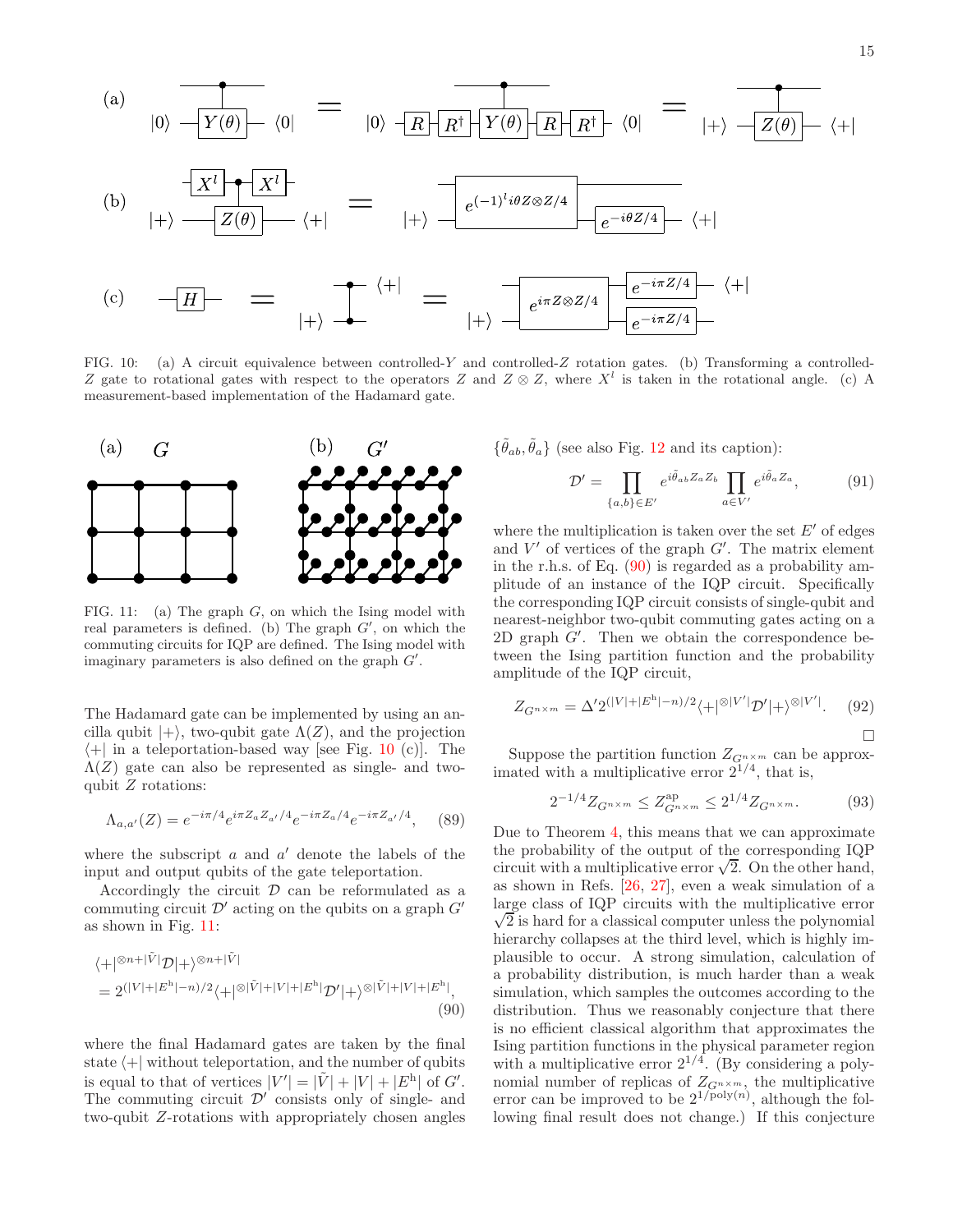FIG. 10: (a) A circuit equivalence between controlled-$Y$ and controlled-$Z$ rotation gates. (b) Transforming a controlled-$Z$ gate to rotational gates with respect to the operators $Z$ and $Z \otimes Z$, where $X^l$ is taken in the rotational angle. (c) A measurement-based implementation of the Hadamard gate.

FIG. 11: (a) The graph $G$, on which the Ising model with real parameters is defined. (b) The graph $G'$, on which the commuting circuits for IQP are defined. The Ising model with imaginary parameters is also defined on the graph $G'$.

The Hadamard gate can be implemented by using an ancilla qubit $|+\rangle$, two-qubit gate $\Lambda(Z)$, and the projection $\langle +|$ in a teleportation-based way [see Fig. 10 (c)]. The $\Lambda(Z)$ gate can also be represented as single- and two-qubit $Z$ rotations:

$$\Lambda_{a,a'}(Z) = e^{-i\pi/4} e^{i\pi Z_a Z_{a'}/4} e^{-i\pi Z_a/4} e^{-i\pi Z_{a'}/4}, \tag{89}$$

where the subscript $a$ and $a'$ denote the labels of the input and output qubits of the gate teleportation.

Accordingly the circuit $\mathcal{D}$ can be reformulated as a commuting circuit $\mathcal{D}'$ acting on the qubits on a graph $G'$ as shown in Fig. 11:

$$\begin{aligned}
&\langle +|^{\otimes n+|\tilde{V}|} \mathcal{D} |+\rangle^{\otimes n+|\tilde{V}|} \\
&= 2^{(|V|+|E^{\mathrm{h}}|-n)/2} \langle +|^{\otimes |\tilde{V}|+|V|+|E^{\mathrm{h}}|} \mathcal{D}' |+\rangle^{\otimes |\tilde{V}|+|V|+|E^{\mathrm{h}}|},
\end{aligned} \tag{90}$$

where the final Hadamard gates are taken by the final state $\langle +|$ without teleportation, and the number of qubits is equal to that of vertices $|V'| = |\tilde{V}| + |V| + |E^{\mathrm{h}}|$ of $G'$. The commuting circuit $\mathcal{D}'$ consists only of single- and two-qubit $Z$-rotations with appropriately chosen angles $\{\tilde{\theta}_{ab}, \tilde{\theta}_a\}$ (see also Fig. 12 and its caption):

$$\mathcal{D}' = \prod_{\{a,b\} \in E'} e^{i\tilde{\theta}_{ab} Z_a Z_b} \prod_{a \in V'} e^{i\tilde{\theta}_a Z_a}, \tag{91}$$

where the multiplication is taken over the set $E'$ of edges and $V'$ of vertices of the graph $G'$. The matrix element in the r.h.s. of Eq. (90) is regarded as a probability amplitude of an instance of the IQP circuit. Specifically the corresponding IQP circuit consists of single-qubit and nearest-neighbor two-qubit commuting gates acting on a 2D graph $G'$. Then we obtain the correspondence between the Ising partition function and the probability amplitude of the IQP circuit,

$$Z_{G^{n\times m}} = \Delta' 2^{(|V|+|E^{\mathrm{h}}|-n)/2} \langle +|^{\otimes |V'|} \mathcal{D}' |+\rangle^{\otimes |V'|}. \tag{92}$$

$\square$

Suppose the partition function $Z_{G^{n\times m}}$ can be approximated with a multiplicative error $2^{1/4}$, that is,

$$2^{-1/4} Z_{G^{n\times m}} \leq Z^{\mathrm{ap}}_{G^{n\times m}} \leq 2^{1/4} Z_{G^{n\times m}}. \tag{93}$$

Due to Theorem 4, this means that we can approximate the probability of the output of the corresponding IQP circuit with a multiplicative error $\sqrt{2}$. On the other hand, as shown in Refs. [26, 27], even a weak simulation of a large class of IQP circuits with the multiplicative error $\sqrt{2}$ is hard for a classical computer unless the polynomial hierarchy collapses at the third level, which is highly implausible to occur. A strong simulation, calculation of a probability distribution, is much harder than a weak simulation, which samples the outcomes according to the distribution. Thus we reasonably conjecture that there is no efficient classical algorithm that approximates the Ising partition functions in the physical parameter region with a multiplicative error $2^{1/4}$. (By considering a polynomial number of replicas of $Z_{G^{n\times m}}$, the multiplicative error can be improved to be $2^{1/\mathrm{poly}(n)}$, although the following final result does not change.) If this conjecture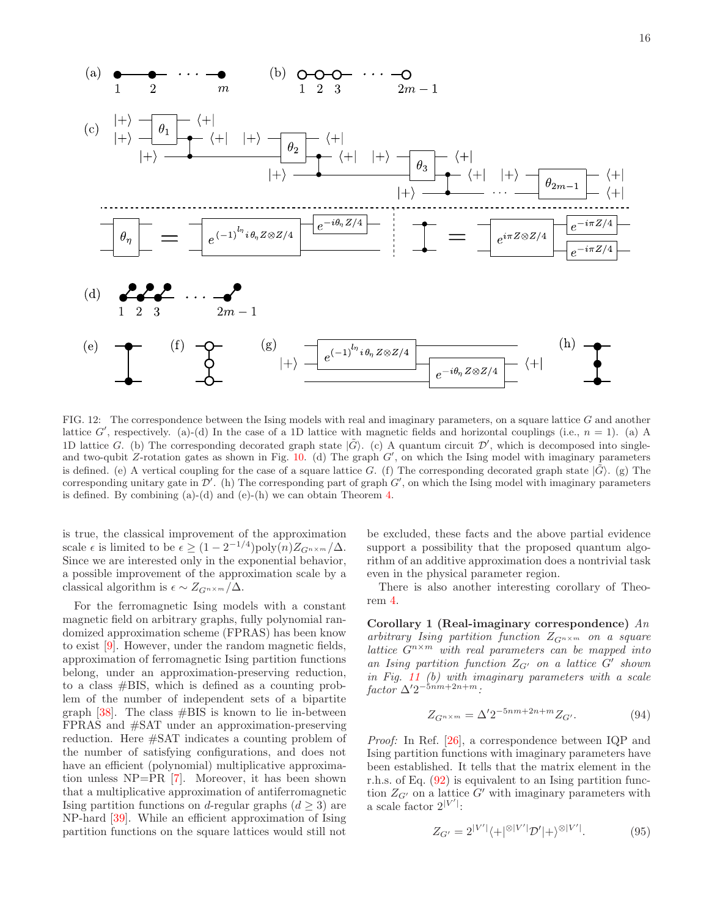FIG. 12: The correspondence between the Ising models with real and imaginary parameters, on a square lattice $G$ and another lattice $G'$, respectively. (a)-(d) In the case of a 1D lattice with magnetic fields and horizontal couplings (i.e., $n=1$). (a) A 1D lattice $G$. (b) The corresponding decorated graph state $|\tilde{G}\rangle$. (c) A quantum circuit $\mathcal{D}'$, which is decomposed into single- and two-qubit $Z$-rotation gates as shown in Fig. 10. (d) The graph $G'$, on which the Ising model with imaginary parameters is defined. (e) A vertical coupling for the case of a square lattice $G$. (f) The corresponding decorated graph state $|\tilde{G}\rangle$. (g) The corresponding unitary gate in $\mathcal{D}'$. (h) The corresponding part of graph $G'$, on which the Ising model with imaginary parameters is defined. By combining (a)-(d) and (e)-(h) we can obtain Theorem 4.

is true, the classical improvement of the approximation scale $\epsilon$ is limited to be $\epsilon \geq (1-2^{-1/4})\mathrm{poly}(n) Z_{G^{n\times m}}/\Delta$. Since we are interested only in the exponential behavior, a possible improvement of the approximation scale by a classical algorithm is $\epsilon \sim Z_{G^{n\times m}}/\Delta$.

For the ferromagnetic Ising models with a constant magnetic field on arbitrary graphs, fully polynomial randomized approximation scheme (FPRAS) has been know to exist [9]. However, under the random magnetic fields, approximation of ferromagnetic Ising partition functions belong, under an approximation-preserving reduction, to a class #BIS, which is defined as a counting problem of the number of independent sets of a bipartite graph [38]. The class #BIS is known to lie in-between FPRAS and #SAT under an approximation-preserving reduction. Here #SAT indicates a counting problem of the number of satisfying configurations, and does not have an efficient (polynomial) multiplicative approximation unless NP=PR [7]. Moreover, it has been shown that a multiplicative approximation of antiferromagnetic Ising partition functions on $d$-regular graphs ($d \geq 3$) are NP-hard [39]. While an efficient approximation of Ising partition functions on the square lattices would still not be excluded, these facts and the above partial evidence support a possibility that the proposed quantum algorithm of an additive approximation does a nontrivial task even in the physical parameter region.

There is also another interesting corollary of Theorem 4.

**Corollary 1 (Real-imaginary correspondence)** *An arbitrary Ising partition function $Z_{G^{n\times m}}$ on a square lattice $G^{n\times m}$ with real parameters can be mapped into an Ising partition function $Z_{G'}$ on a lattice $G'$ shown in Fig. 11 (b) with imaginary parameters with a scale factor $\Delta' 2^{-5nm+2n+2m}$:*

$$Z_{G^{n\times m}} = \Delta' 2^{-5nm+2n+m} Z_{G'}. \tag{94}$$

*Proof:* In Ref. [26], a correspondence between IQP and Ising partition functions with imaginary parameters have been established. It tells that the matrix element in the r.h.s. of Eq. (92) is equivalent to an Ising partition function $Z_{G'}$ on a lattice $G'$ with imaginary parameters with a scale factor $2^{|V'|}$:

$$Z_{G'} = 2^{|V'|} \langle + |^{\otimes |V'|} \mathcal{D}' | + \rangle^{\otimes |V'|}. \tag{95}$$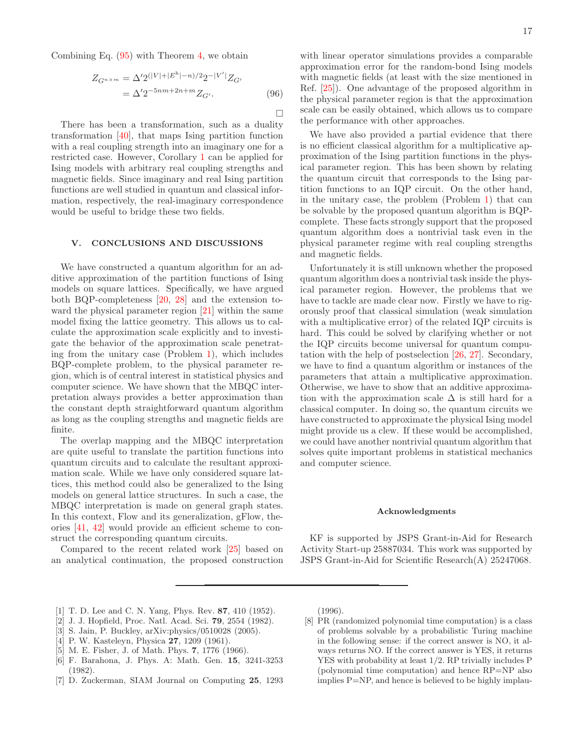Combining Eq. (95) with Theorem 4, we obtain

$$
\begin{aligned}
Z_{G^{n\times m}} &= \Delta' 2^{(|V|+|E^{\mathrm{h}}|-n)/2} 2^{-|V'|} Z_{G'} \\
&= \Delta' 2^{-5nm+2n+m} Z_{G'}.
\end{aligned} \tag{96}
$$

□

There has been a transformation, such as a duality transformation [40], that maps Ising partition function with a real coupling strength into an imaginary one for a restricted case. However, Corollary 1 can be applied for Ising models with arbitrary real coupling strengths and magnetic fields. Since imaginary and real Ising partition functions are well studied in quantum and classical information, respectively, the real-imaginary correspondence would be useful to bridge these two fields.

## V. CONCLUSIONS AND DISCUSSIONS

We have constructed a quantum algorithm for an additive approximation of the partition functions of Ising models on square lattices. Specifically, we have argued both BQP-completeness [20, 28] and the extension toward the physical parameter region [21] within the same model fixing the lattice geometry. This allows us to calculate the approximation scale explicitly and to investigate the behavior of the approximation scale penetrating from the unitary case (Problem 1), which includes BQP-complete problem, to the physical parameter region, which is of central interest in statistical physics and computer science. We have shown that the MBQC interpretation always provides a better approximation than the constant depth straightforward quantum algorithm as long as the coupling strengths and magnetic fields are finite.

The overlap mapping and the MBQC interpretation are quite useful to translate the partition functions into quantum circuits and to calculate the resultant approximation scale. While we have only considered square lattices, this method could also be generalized to the Ising models on general lattice structures. In such a case, the MBQC interpretation is made on general graph states. In this context, Flow and its generalization, gFlow, theories [41, 42] would provide an efficient scheme to construct the corresponding quantum circuits.

Compared to the recent related work [25] based on an analytical continuation, the proposed construction with linear operator simulations provides a comparable approximation error for the random-bond Ising models with magnetic fields (at least with the size mentioned in Ref. [25]). One advantage of the proposed algorithm in the physical parameter region is that the approximation scale can be easily obtained, which allows us to compare the performance with other approaches.

We have also provided a partial evidence that there is no efficient classical algorithm for a multiplicative approximation of the Ising partition functions in the physical parameter region. This has been shown by relating the quantum circuit that corresponds to the Ising partition functions to an IQP circuit. On the other hand, in the unitary case, the problem (Problem 1) that can be solvable by the proposed quantum algorithm is BQP-complete. These facts strongly support that the proposed quantum algorithm does a nontrivial task even in the physical parameter regime with real coupling strengths and magnetic fields.

Unfortunately it is still unknown whether the proposed quantum algorithm does a nontrivial task inside the physical parameter region. However, the problems that we have to tackle are made clear now. Firstly we have to rigorously proof that classical simulation (weak simulation with a multiplicative error) of the related IQP circuits is hard. This could be solved by clarifying whether or not the IQP circuits become universal for quantum computation with the help of postselection [26, 27]. Secondary, we have to find a quantum algorithm or instances of the parameters that attain a multiplicative approximation. Otherwise, we have to show that an additive approximation with the approximation scale $\Delta$ is still hard for a classical computer. In doing so, the quantum circuits we have constructed to approximate the physical Ising model might provide us a clew. If these would be accomplished, we could have another nontrivial quantum algorithm that solves quite important problems in statistical mechanics and computer science.

### Acknowledgments

KF is supported by JSPS Grant-in-Aid for Research Activity Start-up 25887034. This work was supported by JSPS Grant-in-Aid for Scientific Research(A) 25247068.

---

[1] T. D. Lee and C. N. Yang, Phys. Rev. **87**, 410 (1952).
[2] J. J. Hopfield, Proc. Natl. Acad. Sci. **79**, 2554 (1982).
[3] S. Jain, P. Buckley, arXiv:physics/0510028 (2005).
[4] P. W. Kasteleyn, Physica **27**, 1209 (1961).
[5] M. E. Fisher, J. of Math. Phys. **7**, 1776 (1966).
[6] F. Barahona, J. Phys. A: Math. Gen. **15**, 3241-3253 (1982).
[7] D. Zuckerman, SIAM Journal on Computing **25**, 1293 (1996).
[8] PR (randomized polynomial time computation) is a class of problems solvable by a probabilistic Turing machine in the following sense: if the correct answer is NO, it always returns NO. If the correct answer is YES, it returns YES with probability at least 1/2. RP trivially includes P (polynomial time computation) and hence RP=NP also implies P=NP, and hence is believed to be highly implau-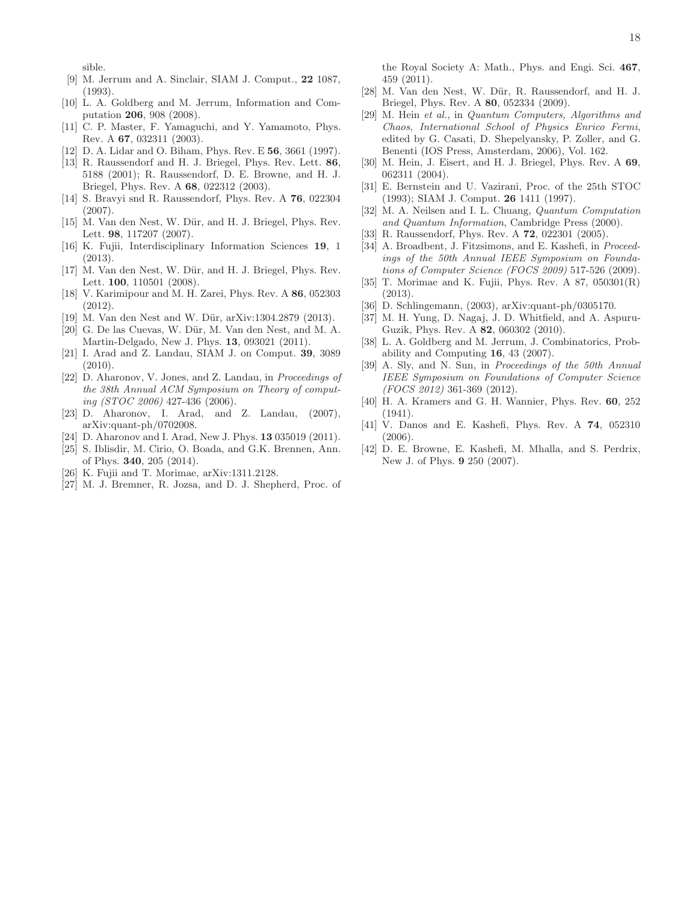sible.

[9] M. Jerrum and A. Sinclair, SIAM J. Comput., **22** 1087, (1993).

[10] L. A. Goldberg and M. Jerrum, Information and Computation **206**, 908 (2008).

[11] C. P. Master, F. Yamaguchi, and Y. Yamamoto, Phys. Rev. A **67**, 032311 (2003).

[12] D. A. Lidar and O. Biham, Phys. Rev. E **56**, 3661 (1997).

[13] R. Raussendorf and H. J. Briegel, Phys. Rev. Lett. **86**, 5188 (2001); R. Raussendorf, D. E. Browne, and H. J. Briegel, Phys. Rev. A **68**, 022312 (2003).

[14] S. Bravyi snd R. Raussendorf, Phys. Rev. A **76**, 022304 (2007).

[15] M. Van den Nest, W. Dür, and H. J. Briegel, Phys. Rev. Lett. **98**, 117207 (2007).

[16] K. Fujii, Interdisciplinary Information Sciences **19**, 1 (2013).

[17] M. Van den Nest, W. Dür, and H. J. Briegel, Phys. Rev. Lett. **100**, 110501 (2008).

[18] V. Karimipour and M. H. Zarei, Phys. Rev. A **86**, 052303 (2012).

[19] M. Van den Nest and W. Dür, arXiv:1304.2879 (2013).

[20] G. De las Cuevas, W. Dür, M. Van den Nest, and M. A. Martin-Delgado, New J. Phys. **13**, 093021 (2011).

[21] I. Arad and Z. Landau, SIAM J. on Comput. **39**, 3089 (2010).

[22] D. Aharonov, V. Jones, and Z. Landau, in *Proceedings of the 38th Annual ACM Symposium on Theory of computing (STOC 2006)* 427-436 (2006).

[23] D. Aharonov, I. Arad, and Z. Landau, (2007), arXiv:quant-ph/0702008.

[24] D. Aharonov and I. Arad, New J. Phys. **13** 035019 (2011).

[25] S. Iblisdir, M. Cirio, O. Boada, and G.K. Brennen, Ann. of Phys. **340**, 205 (2014).

[26] K. Fujii and T. Morimae, arXiv:1311.2128.

[27] M. J. Bremner, R. Jozsa, and D. J. Shepherd, Proc. of the Royal Society A: Math., Phys. and Engi. Sci. **467**, 459 (2011).

[28] M. Van den Nest, W. Dür, R. Raussendorf, and H. J. Briegel, Phys. Rev. A **80**, 052334 (2009).

[29] M. Hein *et al.*, in *Quantum Computers, Algorithms and Chaos*, *International School of Physics Enrico Fermi*, edited by G. Casati, D. Shepelyansky, P. Zoller, and G. Benenti (IOS Press, Amsterdam, 2006), Vol. 162.

[30] M. Hein, J. Eisert, and H. J. Briegel, Phys. Rev. A **69**, 062311 (2004).

[31] E. Bernstein and U. Vazirani, Proc. of the 25th STOC (1993); SIAM J. Comput. **26** 1411 (1997).

[32] M. A. Neilsen and I. L. Chuang, *Quantum Computation and Quantum Information*, Cambridge Press (2000).

[33] R. Raussendorf, Phys. Rev. A **72**, 022301 (2005).

[34] A. Broadbent, J. Fitzsimons, and E. Kashefi, in *Proceedings of the 50th Annual IEEE Symposium on Foundations of Computer Science (FOCS 2009)* 517-526 (2009).

[35] T. Morimae and K. Fujii, Phys. Rev. A 87, 050301(R) (2013).

[36] D. Schlingemann, (2003), arXiv:quant-ph/0305170.

[37] M. H. Yung, D. Nagaj, J. D. Whitfield, and A. Aspuru-Guzik, Phys. Rev. A **82**, 060302 (2010).

[38] L. A. Goldberg and M. Jerrum, J. Combinatorics, Probability and Computing **16**, 43 (2007).

[39] A. Sly, and N. Sun, in *Proceedings of the 50th Annual IEEE Symposium on Foundations of Computer Science (FOCS 2012)* 361-369 (2012).

[40] H. A. Kramers and G. H. Wannier, Phys. Rev. **60**, 252 (1941).

[41] V. Danos and E. Kashefi, Phys. Rev. A **74**, 052310 (2006).

[42] D. E. Browne, E. Kashefi, M. Mhalla, and S. Perdrix, New J. of Phys. **9** 250 (2007).